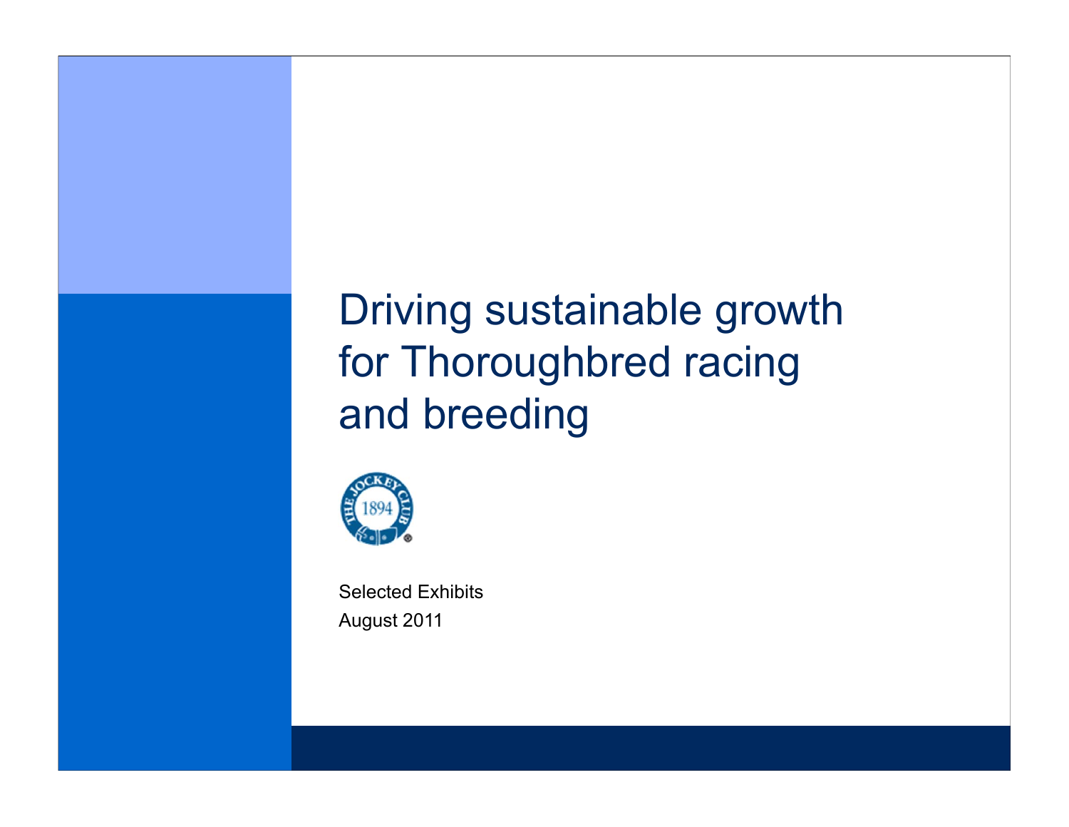# Driving sustainable growth for Thoroughbred racing and breeding

Selected Exhibits

August 2011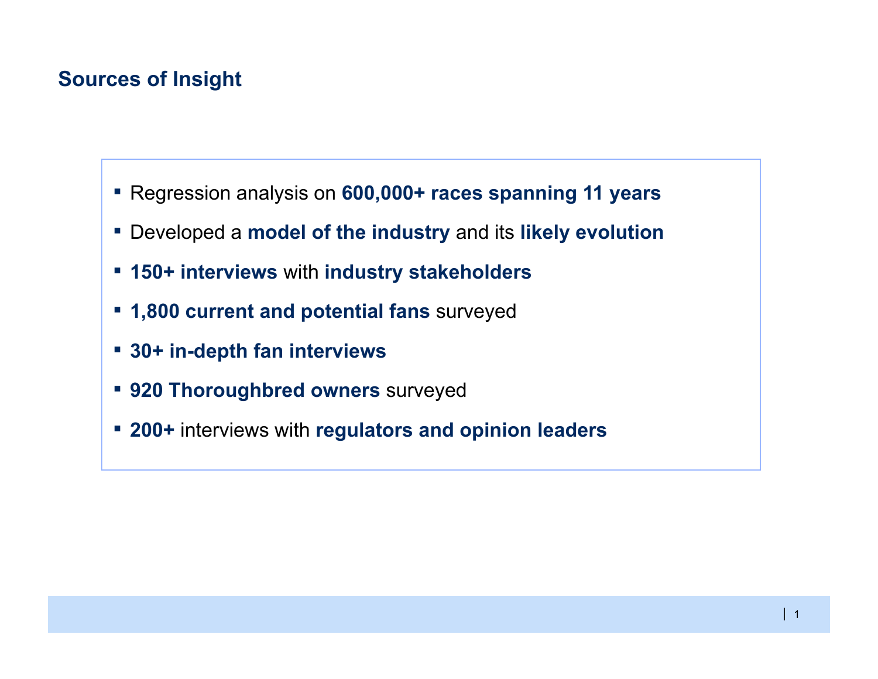## Sources of Insight

- Regression analysis on **600,000+ races spanning 11 years**
- Developed a **model of the industry** and its **likely evolution**
- **150+ interviews** with **industry stakeholders**
- **1,800 current and potential fans** surveyed
- **30+ in-depth fan interviews**
- **920 Thoroughbred owners** surveyed
- **200+** interviews with **regulators and opinion leaders**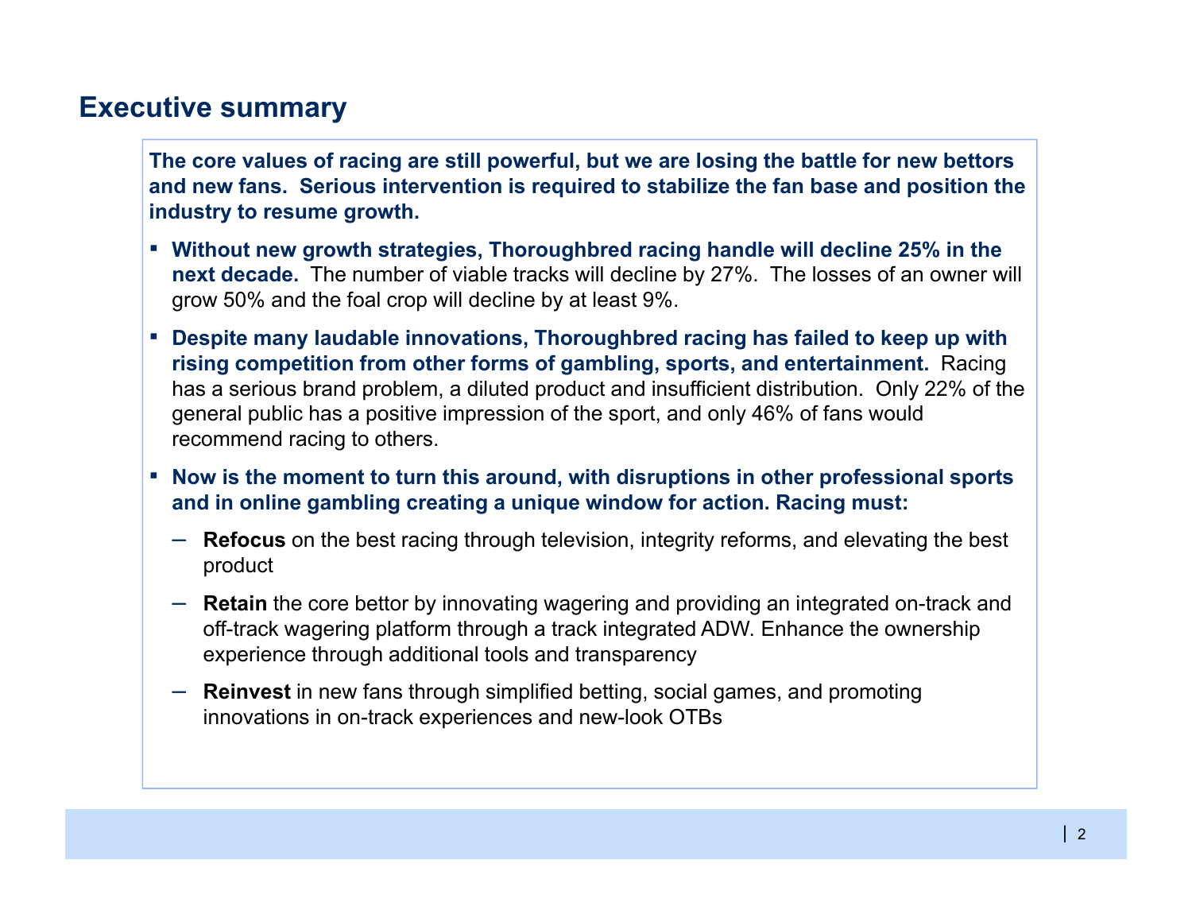## Executive summary

**The core values of racing are still powerful, but we are losing the battle for new bettors and new fans. Serious intervention is required to stabilize the fan base and position the industry to resume growth.**

- **Without new growth strategies, Thoroughbred racing handle will decline 25% in the next decade.** The number of viable tracks will decline by 27%. The losses of an owner will grow 50% and the foal crop will decline by at least 9%.
- **Despite many laudable innovations, Thoroughbred racing has failed to keep up with rising competition from other forms of gambling, sports, and entertainment.** Racing has a serious brand problem, a diluted product and insufficient distribution. Only 22% of the general public has a positive impression of the sport, and only 46% of fans would recommend racing to others.
- **Now is the moment to turn this around, with disruptions in other professional sports and in online gambling creating a unique window for action. Racing must:**
  - **Refocus** on the best racing through television, integrity reforms, and elevating the best product
  - **Retain** the core bettor by innovating wagering and providing an integrated on-track and off-track wagering platform through a track integrated ADW. Enhance the ownership experience through additional tools and transparency
  - **Reinvest** in new fans through simplified betting, social games, and promoting innovations in on-track experiences and new-look OTBs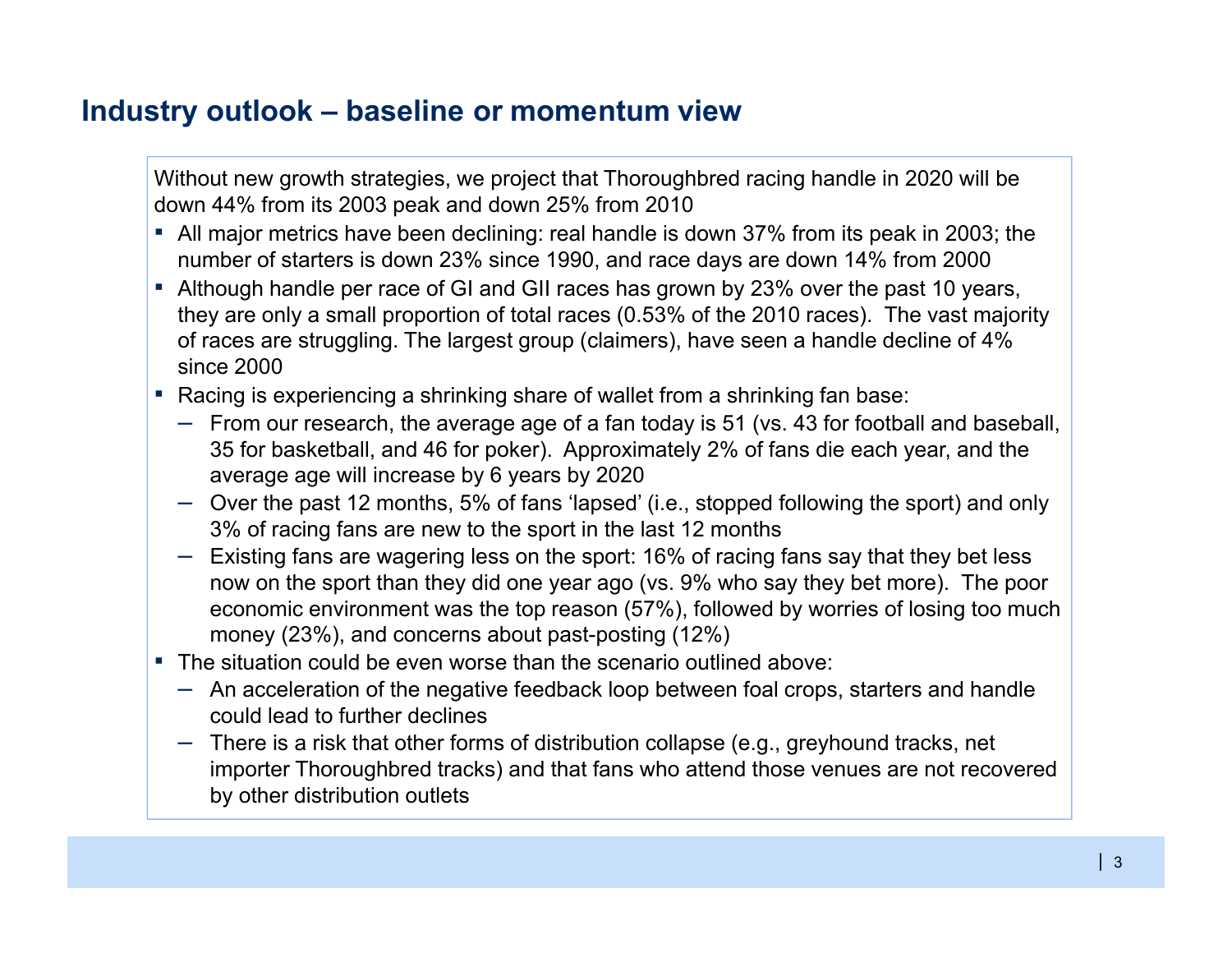## Industry outlook – baseline or momentum view

Without new growth strategies, we project that Thoroughbred racing handle in 2020 will be down 44% from its 2003 peak and down 25% from 2010

- All major metrics have been declining: real handle is down 37% from its peak in 2003; the number of starters is down 23% since 1990, and race days are down 14% from 2000
- Although handle per race of GI and GII races has grown by 23% over the past 10 years, they are only a small proportion of total races (0.53% of the 2010 races). The vast majority of races are struggling. The largest group (claimers), have seen a handle decline of 4% since 2000
- Racing is experiencing a shrinking share of wallet from a shrinking fan base:
  - From our research, the average age of a fan today is 51 (vs. 43 for football and baseball, 35 for basketball, and 46 for poker). Approximately 2% of fans die each year, and the average age will increase by 6 years by 2020
  - Over the past 12 months, 5% of fans 'lapsed' (i.e., stopped following the sport) and only 3% of racing fans are new to the sport in the last 12 months
  - Existing fans are wagering less on the sport: 16% of racing fans say that they bet less now on the sport than they did one year ago (vs. 9% who say they bet more). The poor economic environment was the top reason (57%), followed by worries of losing too much money (23%), and concerns about past-posting (12%)
- The situation could be even worse than the scenario outlined above:
  - An acceleration of the negative feedback loop between foal crops, starters and handle could lead to further declines
  - There is a risk that other forms of distribution collapse (e.g., greyhound tracks, net importer Thoroughbred tracks) and that fans who attend those venues are not recovered by other distribution outlets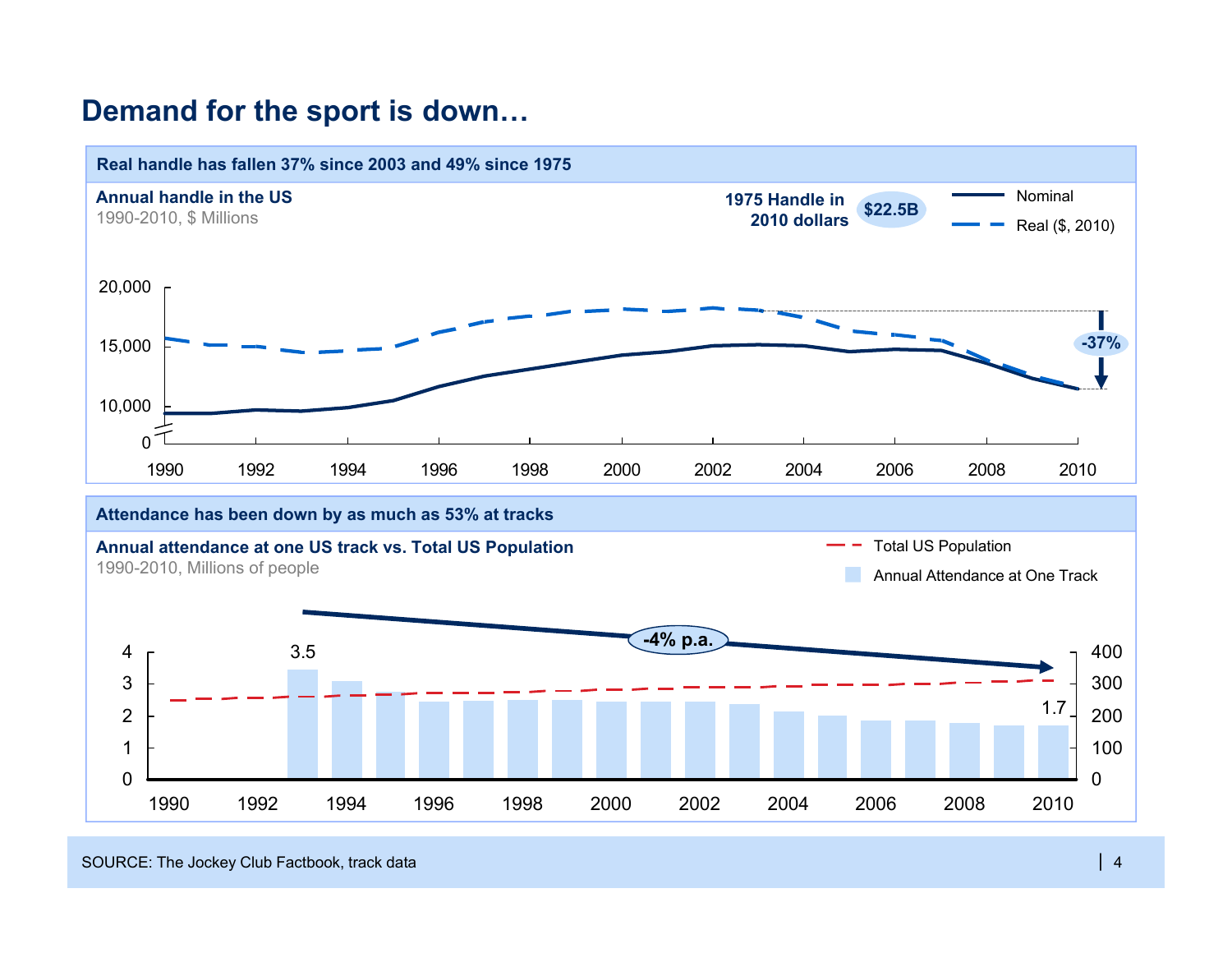# Demand for the sport is down…

## Real handle has fallen 37% since 2003 and 49% since 1975

**Annual handle in the US**
1990-2010, $ Millions

1975 Handle in 2010 dollars: **$22.5B**

Legend: Nominal; Real ($, 2010)

-37%

## Attendance has been down by as much as 53% at tracks

**Annual attendance at one US track vs. Total US Population**
1990-2010, Millions of people

Legend: Total US Population; Annual Attendance at One Track

3.5 (1993) → 1.7 (2010): -4% p.a.

SOURCE: The Jockey Club Factbook, track data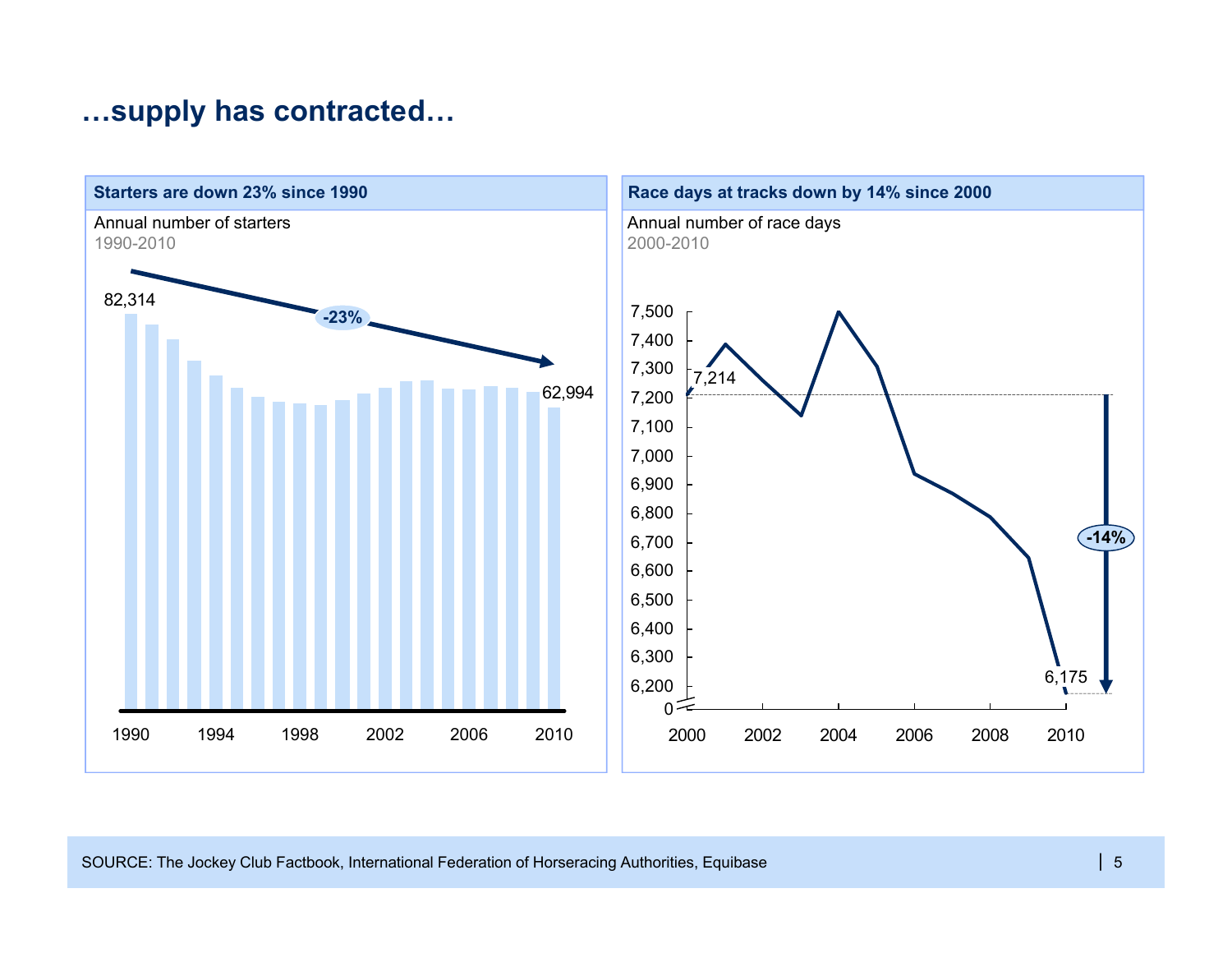# …supply has contracted…

**Starters are down 23% since 1990**

Annual number of starters

1990-2010

82,314

-23%

62,994

1990 1994 1998 2002 2006 2010

**Race days at tracks down by 14% since 2000**

Annual number of race days

2000-2010

7,214

-14%

6,175

7,500
7,400
7,300
7,200
7,100
7,000
6,900
6,800
6,700
6,600
6,500
6,400
6,300
6,200
0

2000 2002 2004 2006 2008 2010

SOURCE: The Jockey Club Factbook, International Federation of Horseracing Authorities, Equibase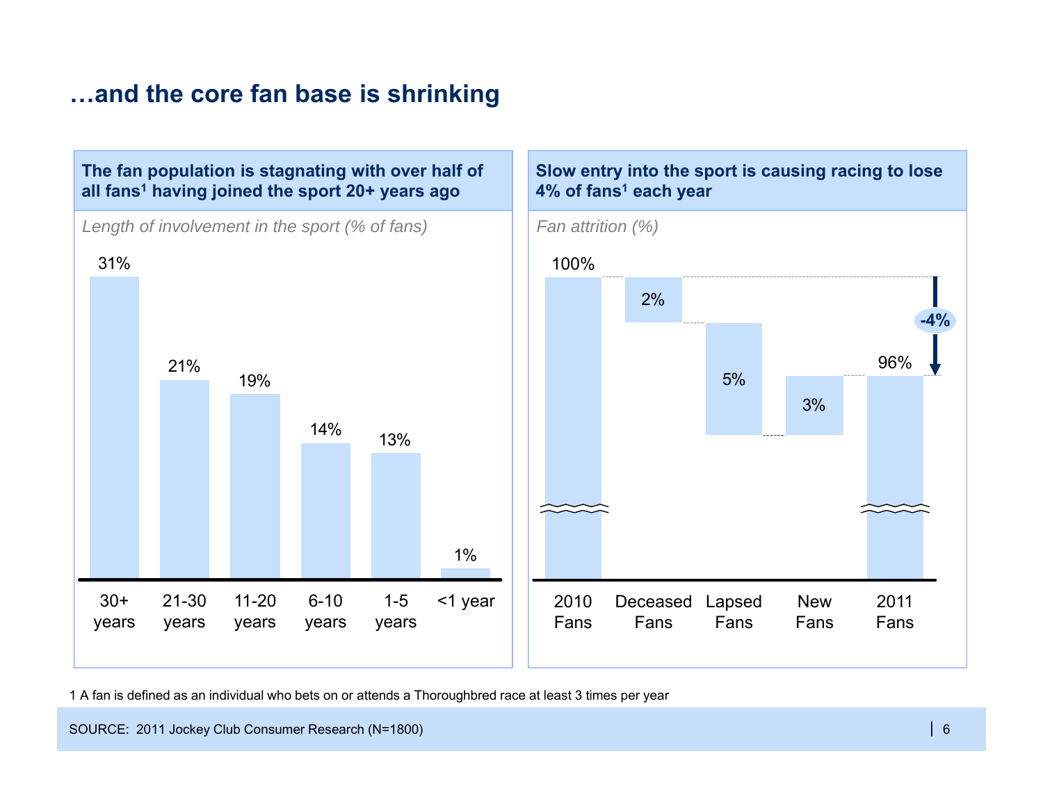# …and the core fan base is shrinking

## The fan population is stagnating with over half of all fans[1] having joined the sport 20+ years ago

*Length of involvement in the sport (% of fans)*

| Length of involvement | % of fans |
|---|---|
| 30+ years | 31% |
| 21-30 years | 21% |
| 11-20 years | 19% |
| 6-10 years | 14% |
| 1-5 years | 13% |
| <1 year | 1% |

## Slow entry into the sport is causing racing to lose 4% of fans[1] each year

*Fan attrition (%)*

| Category | % |
|---|---|
| 2010 Fans | 100% |
| Deceased Fans | 2% |
| Lapsed Fans | 5% |
| New Fans | 3% |
| 2011 Fans | 96% |

Net change: -4%

1 A fan is defined as an individual who bets on or attends a Thoroughbred race at least 3 times per year

SOURCE: 2011 Jockey Club Consumer Research (N=1800)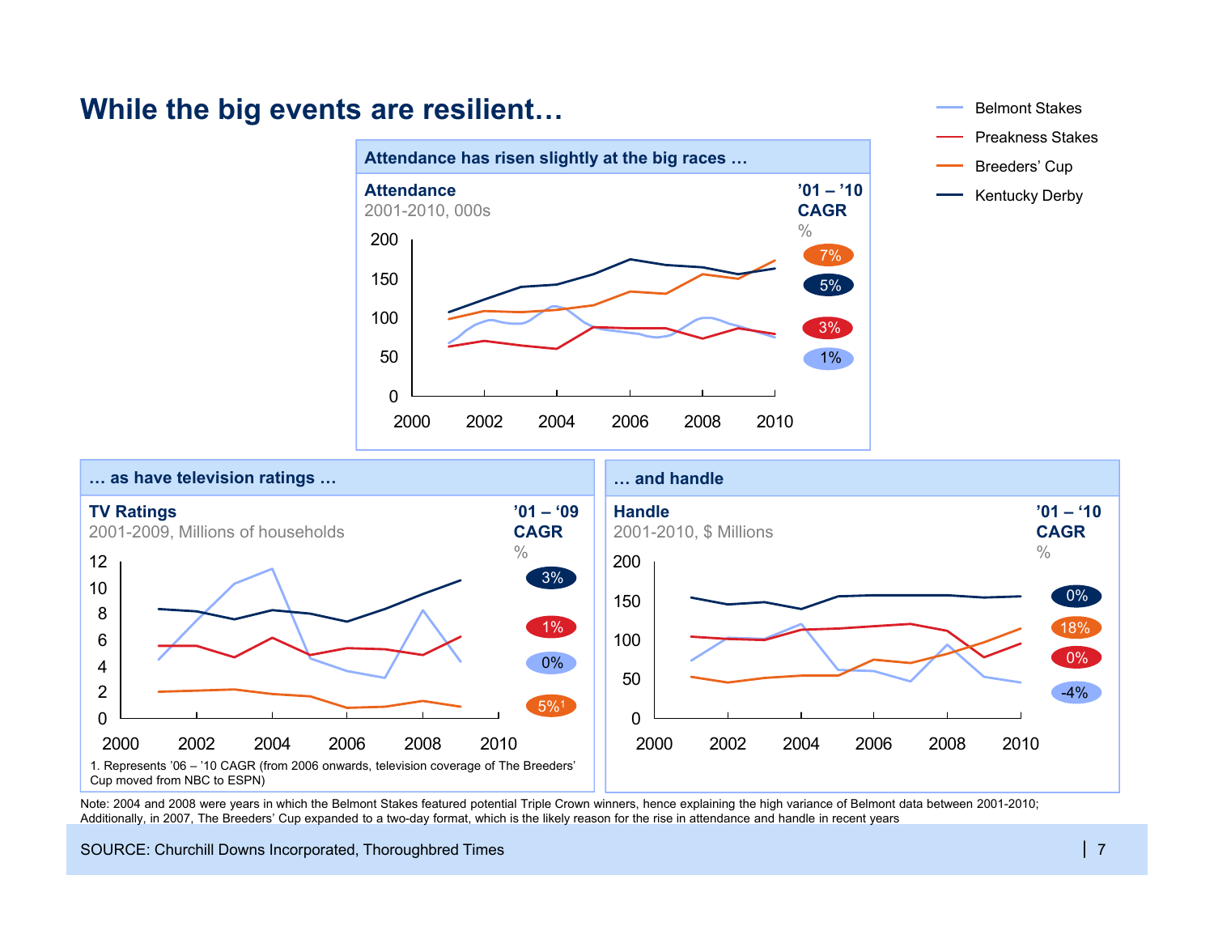# While the big events are resilient…

Belmont Stakes
Preakness Stakes
Breeders' Cup
Kentucky Derby

## Attendance has risen slightly at the big races …

**Attendance**
2001-2010, 000s

| | '01 – '10 CAGR % |
|---|---|
| Breeders' Cup | 7% |
| Kentucky Derby | 5% |
| Preakness Stakes | 3% |
| Belmont Stakes | 1% |

## … as have television ratings …

**TV Ratings**
2001-2009, Millions of households

| | '01 – '09 CAGR % |
|---|---|
| Kentucky Derby | 3% |
| Preakness Stakes | 1% |
| Belmont Stakes | 0% |
| Breeders' Cup | 5%[1] |

1. Represents '06 – '10 CAGR (from 2006 onwards, television coverage of The Breeders' Cup moved from NBC to ESPN)

## … and handle

**Handle**
2001-2010, $ Millions

| | '01 – '10 CAGR % |
|---|---|
| Kentucky Derby | 0% |
| Breeders' Cup | 18% |
| Preakness Stakes | 0% |
| Belmont Stakes | -4% |

Note: 2004 and 2008 were years in which the Belmont Stakes featured potential Triple Crown winners, hence explaining the high variance of Belmont data between 2001-2010; Additionally, in 2007, The Breeders' Cup expanded to a two-day format, which is the likely reason for the rise in attendance and handle in recent years

SOURCE: Churchill Downs Incorporated, Thoroughbred Times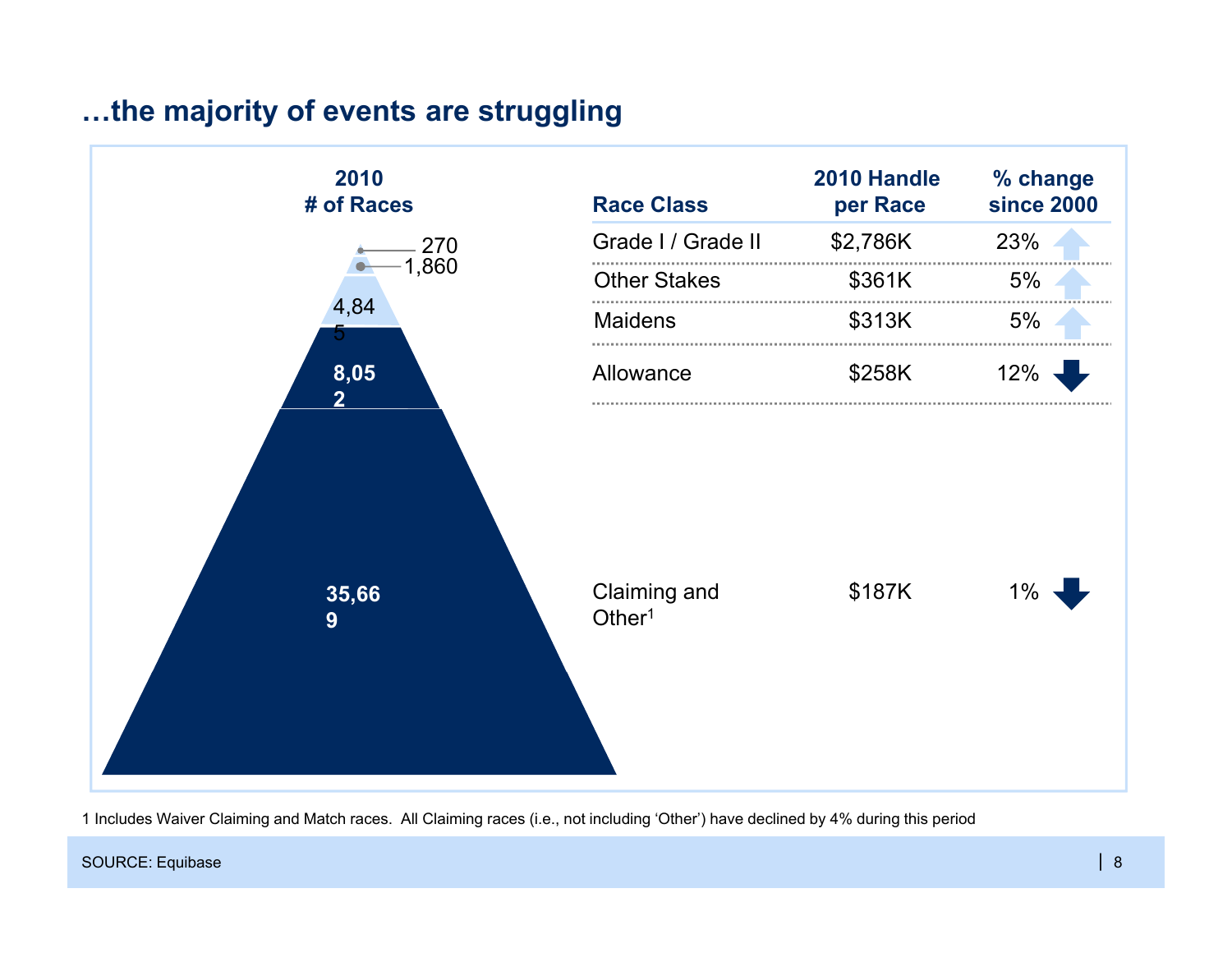## …the majority of events are struggling

| 2010 # of Races | Race Class | 2010 Handle per Race | % change since 2000 |
|---|---|---|---|
| 270 | Grade I / Grade II | $2,786K | 23% ↑ |
| 1,860 | Other Stakes | $361K | 5% ↑ |
| 4,845 | Maidens | $313K | 5% ↑ |
| 8,052 | Allowance | $258K | 12% ↓ |
| 35,669 | Claiming and Other[1] | $187K | 1% ↓ |

1 Includes Waiver Claiming and Match races. All Claiming races (i.e., not including 'Other') have declined by 4% during this period

SOURCE: Equibase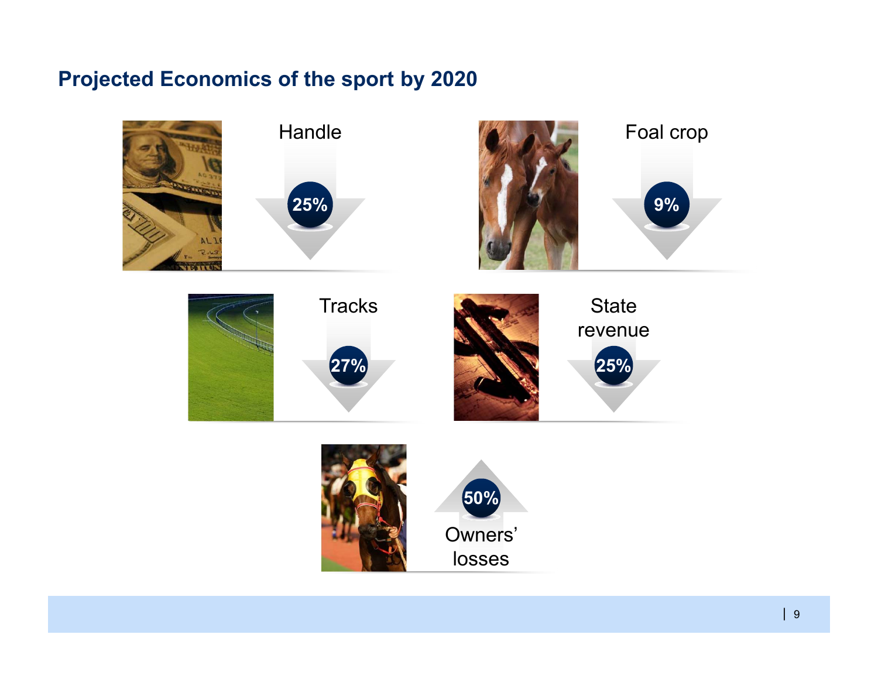## Projected Economics of the sport by 2020

- Handle: 25% (down)
- Foal crop: 9% (down)
- Tracks: 27% (down)
- State revenue: 25% (down)
- Owners' losses: 50% (up)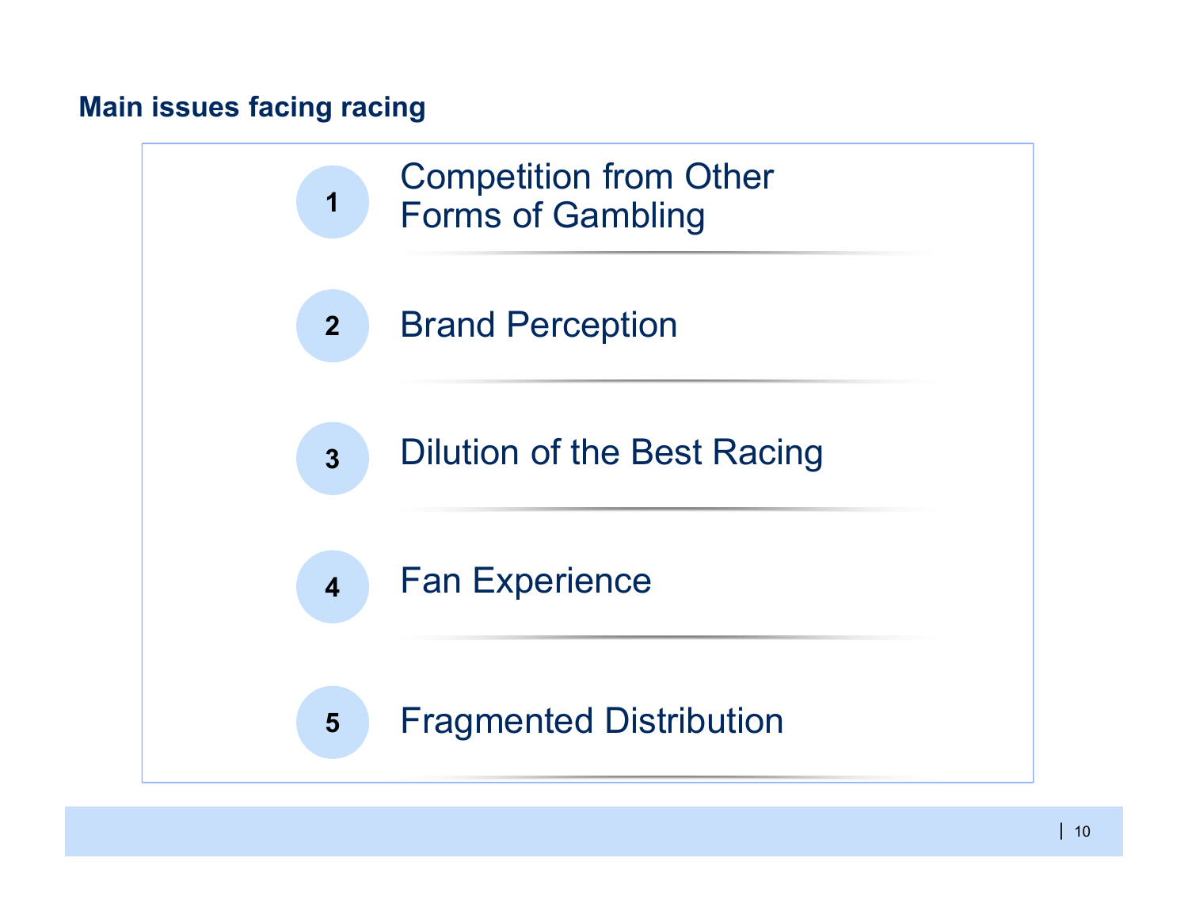## Main issues facing racing

1. Competition from Other Forms of Gambling
2. Brand Perception
3. Dilution of the Best Racing
4. Fan Experience
5. Fragmented Distribution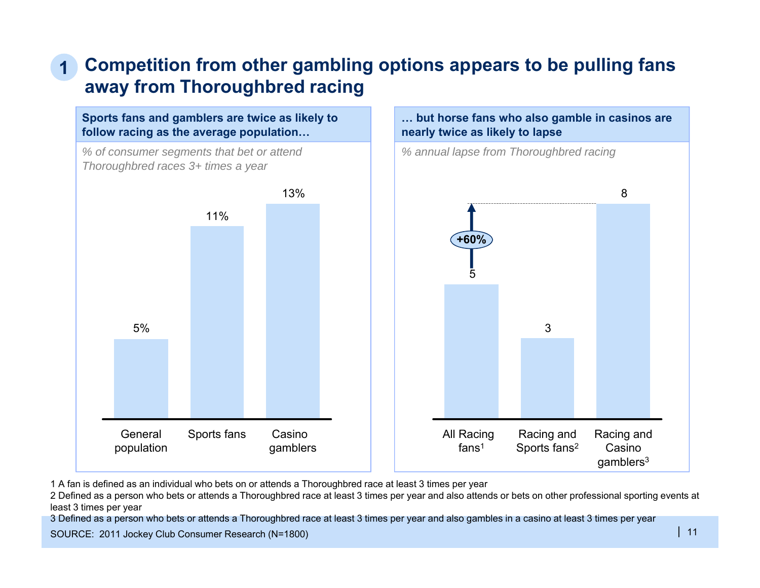# 1 Competition from other gambling options appears to be pulling fans away from Thoroughbred racing

**Sports fans and gamblers are twice as likely to follow racing as the average population…**

*% of consumer segments that bet or attend Thoroughbred races 3+ times a year*

| Segment | % |
|---|---|
| General population | 5% |
| Sports fans | 11% |
| Casino gamblers | 13% |

**… but horse fans who also gamble in casinos are nearly twice as likely to lapse**

*% annual lapse from Thoroughbred racing*

| Segment | % annual lapse |
|---|---|
| All Racing fans[1] | 5 |
| Racing and Sports fans[2] | 3 |
| Racing and Casino gamblers[3] | 8 |

+60%

1 A fan is defined as an individual who bets on or attends a Thoroughbred race at least 3 times per year

2 Defined as a person who bets or attends a Thoroughbred race at least 3 times per year and also attends or bets on other professional sporting events at least 3 times per year

3 Defined as a person who bets or attends a Thoroughbred race at least 3 times per year and also gambles in a casino at least 3 times per year

SOURCE: 2011 Jockey Club Consumer Research (N=1800)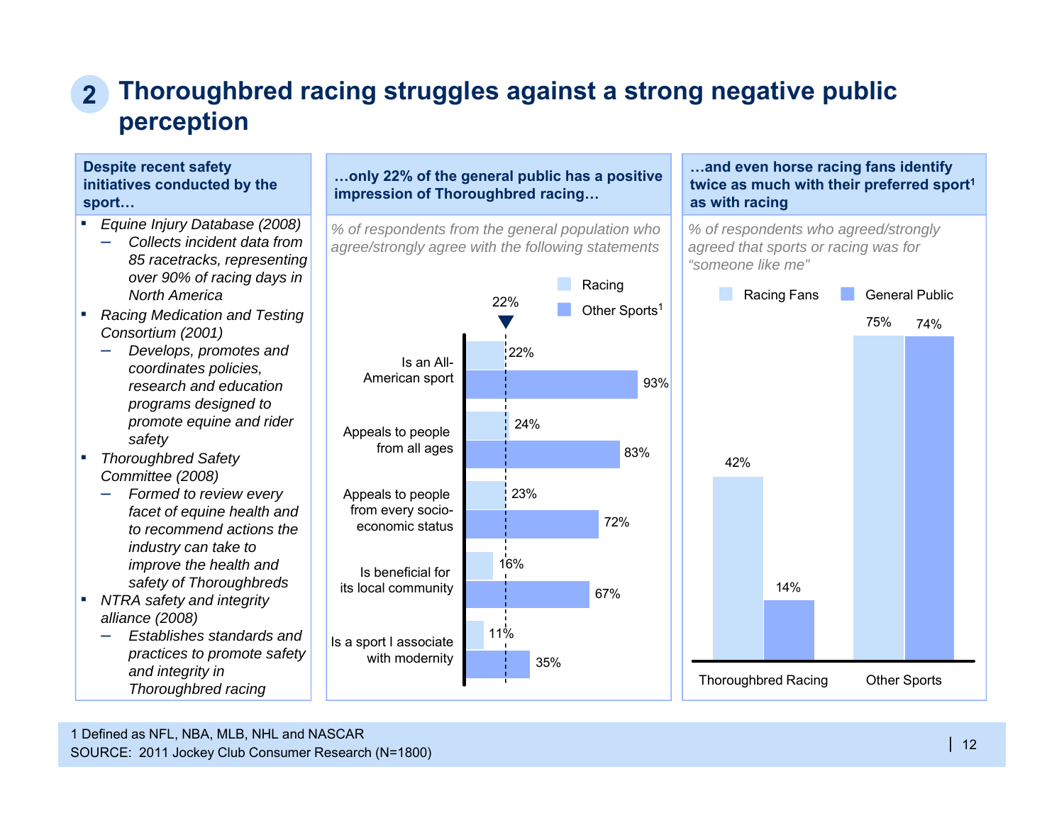## 2 Thoroughbred racing struggles against a strong negative public perception

**Despite recent safety initiatives conducted by the sport…**

- *Equine Injury Database (2008)*
  - *Collects incident data from 85 racetracks, representing over 90% of racing days in North America*
- *Racing Medication and Testing Consortium (2001)*
  - *Develops, promotes and coordinates policies, research and education programs designed to promote equine and rider safety*
- *Thoroughbred Safety Committee (2008)*
  - *Formed to review every facet of equine health and to recommend actions the industry can take to improve the health and safety of Thoroughbreds*
- *NTRA safety and integrity alliance (2008)*
  - *Establishes standards and practices to promote safety and integrity in Thoroughbred racing*

**…only 22% of the general public has a positive impression of Thoroughbred racing…**

*% of respondents from the general population who agree/strongly agree with the following statements*

| Statement | Racing | Other Sports[1] |
|---|---|---|
| Is an All-American sport | 22% | 93% |
| Appeals to people from all ages | 24% | 83% |
| Appeals to people from every socio-economic status | 23% | 72% |
| Is beneficial for its local community | 16% | 67% |
| Is a sport I associate with modernity | 11% | 35% |

Average racing: 22%

**…and even horse racing fans identify twice as much with their preferred sport[1] as with racing**

*% of respondents who agreed/strongly agreed that sports or racing was for "someone like me"*

| | Racing Fans | General Public |
|---|---|---|
| Thoroughbred Racing | 42% | 14% |
| Other Sports | 75% | 74% |

1 Defined as NFL, NBA, MLB, NHL and NASCAR

SOURCE: 2011 Jockey Club Consumer Research (N=1800)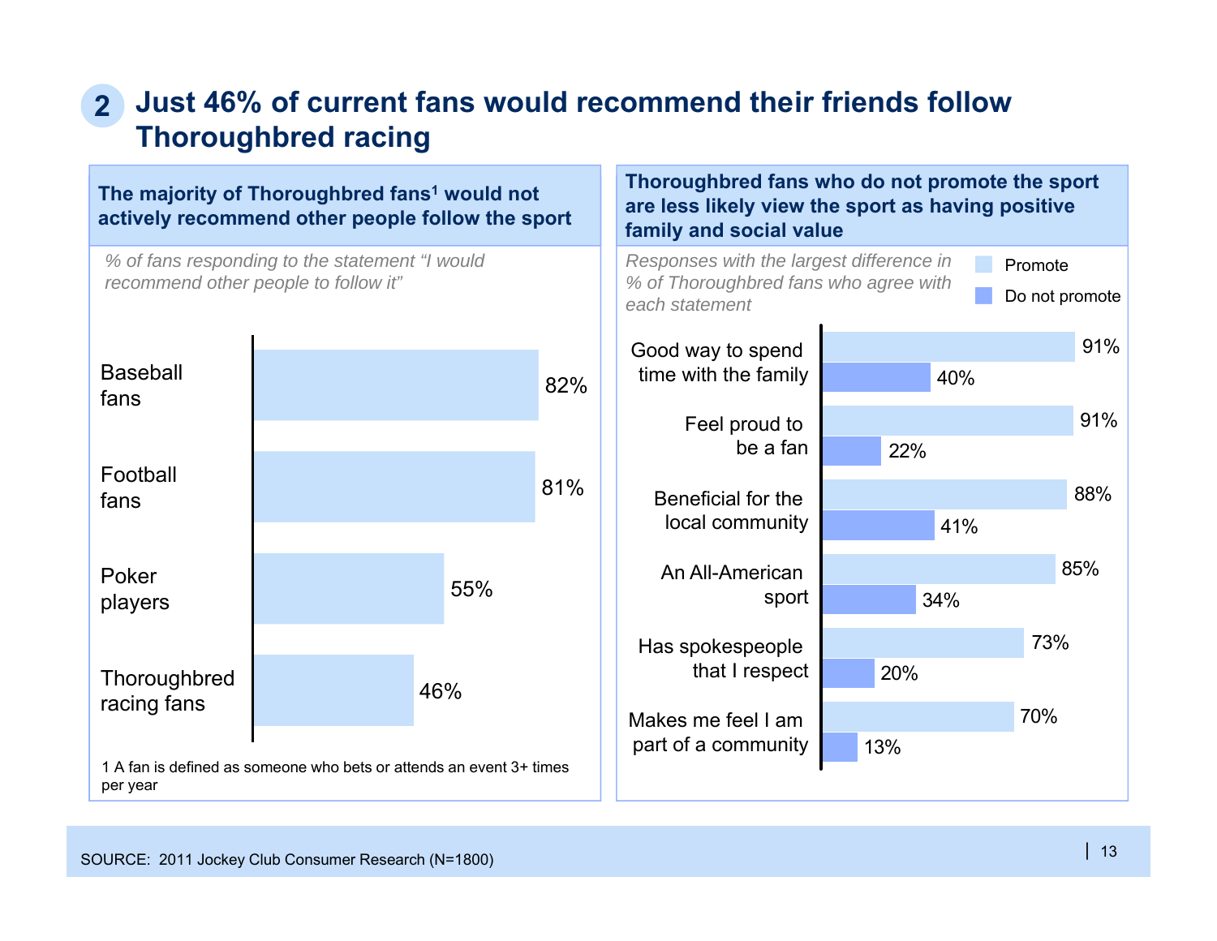# 2 Just 46% of current fans would recommend their friends follow Thoroughbred racing

## The majority of Thoroughbred fans[1] would not actively recommend other people follow the sport

*% of fans responding to the statement "I would recommend other people to follow it"*

| Group | % |
|---|---|
| Baseball fans | 82% |
| Football fans | 81% |
| Poker players | 55% |
| Thoroughbred racing fans | 46% |

1 A fan is defined as someone who bets or attends an event 3+ times per year

## Thoroughbred fans who do not promote the sport are less likely view the sport as having positive family and social value

*Responses with the largest difference in % of Thoroughbred fans who agree with each statement*

| Statement | Promote | Do not promote |
|---|---|---|
| Good way to spend time with the family | 91% | 40% |
| Feel proud to be a fan | 91% | 22% |
| Beneficial for the local community | 88% | 41% |
| An All-American sport | 85% | 34% |
| Has spokespeople that I respect | 73% | 20% |
| Makes me feel I am part of a community | 70% | 13% |

SOURCE: 2011 Jockey Club Consumer Research (N=1800)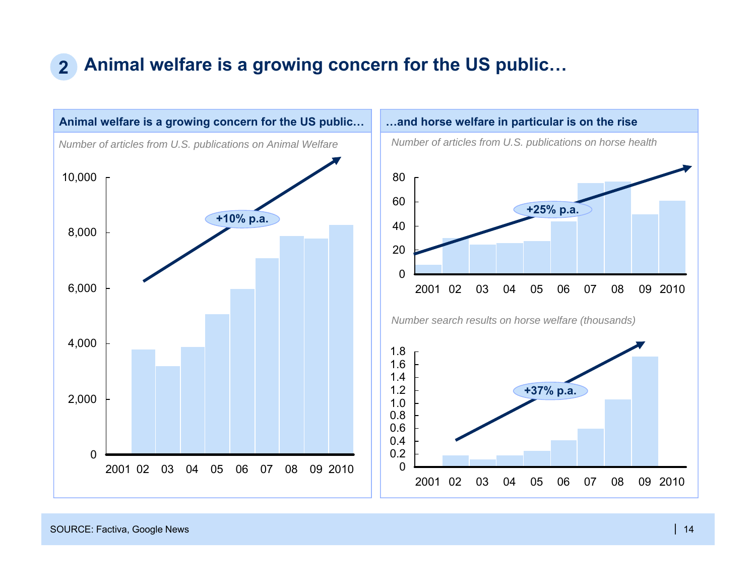## 2 Animal welfare is a growing concern for the US public…

### Animal welfare is a growing concern for the US public…

*Number of articles from U.S. publications on Animal Welfare*

+10% p.a.

| Year | Articles (approx.) |
|---|---|
| 2001 | 0 |
| 02 | 3,800 |
| 03 | 3,200 |
| 04 | 3,900 |
| 05 | 5,050 |
| 06 | 6,000 |
| 07 | 7,100 |
| 08 | 7,900 |
| 09 | 7,800 |
| 2010 | 8,300 |

### …and horse welfare in particular is on the rise

*Number of articles from U.S. publications on horse health*

+25% p.a.

| Year | Articles (approx.) |
|---|---|
| 2001 | 8 |
| 02 | 30 |
| 03 | 25 |
| 04 | 26 |
| 05 | 28 |
| 06 | 44 |
| 07 | 76 |
| 08 | 77 |
| 09 | 50 |
| 2010 | 61 |

*Number search results on horse welfare (thousands)*

+37% p.a.

| Year | Search results, thousands (approx.) |
|---|---|
| 2001 | 0 |
| 02 | 0.18 |
| 03 | 0.12 |
| 04 | 0.18 |
| 05 | 0.25 |
| 06 | 0.42 |
| 07 | 0.60 |
| 08 | 1.06 |
| 09 | 1.72 |
| 2010 | 0 |

SOURCE: Factiva, Google News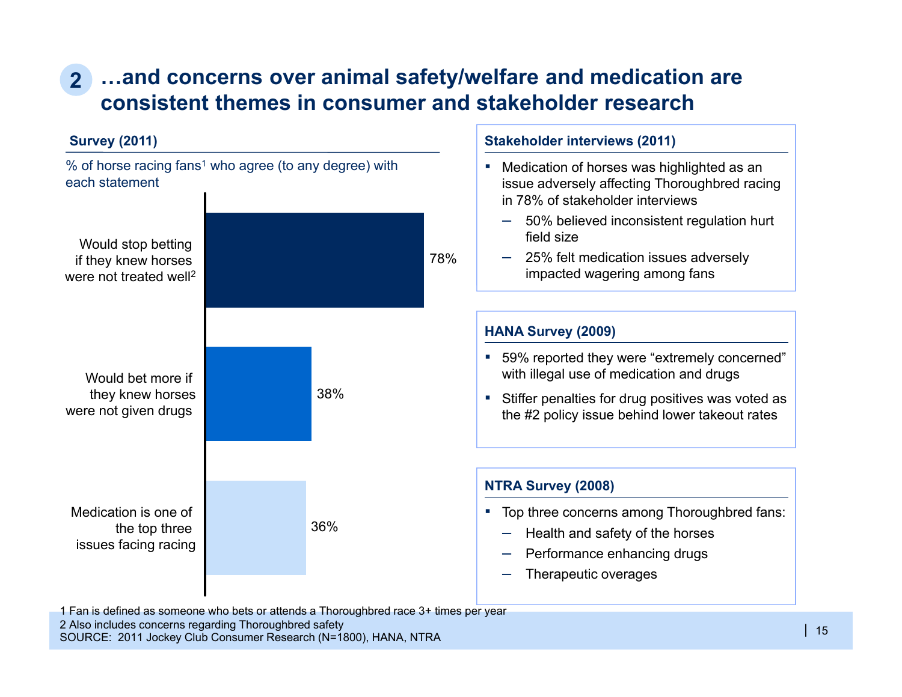# 2 …and concerns over animal safety/welfare and medication are consistent themes in consumer and stakeholder research

## Survey (2011)

% of horse racing fans[1] who agree (to any degree) with each statement

| Statement | % |
|---|---|
| Would stop betting if they knew horses were not treated well[2] | 78% |
| Would bet more if they knew horses were not given drugs | 38% |
| Medication is one of the top three issues facing racing | 36% |

## Stakeholder interviews (2011)

- Medication of horses was highlighted as an issue adversely affecting Thoroughbred racing in 78% of stakeholder interviews
  - 50% believed inconsistent regulation hurt field size
  - 25% felt medication issues adversely impacted wagering among fans

## HANA Survey (2009)

- 59% reported they were "extremely concerned" with illegal use of medication and drugs
- Stiffer penalties for drug positives was voted as the #2 policy issue behind lower takeout rates

## NTRA Survey (2008)

- Top three concerns among Thoroughbred fans:
  - Health and safety of the horses
  - Performance enhancing drugs
  - Therapeutic overages

1 Fan is defined as someone who bets or attends a Thoroughbred race 3+ times per year
2 Also includes concerns regarding Thoroughbred safety
SOURCE: 2011 Jockey Club Consumer Research (N=1800), HANA, NTRA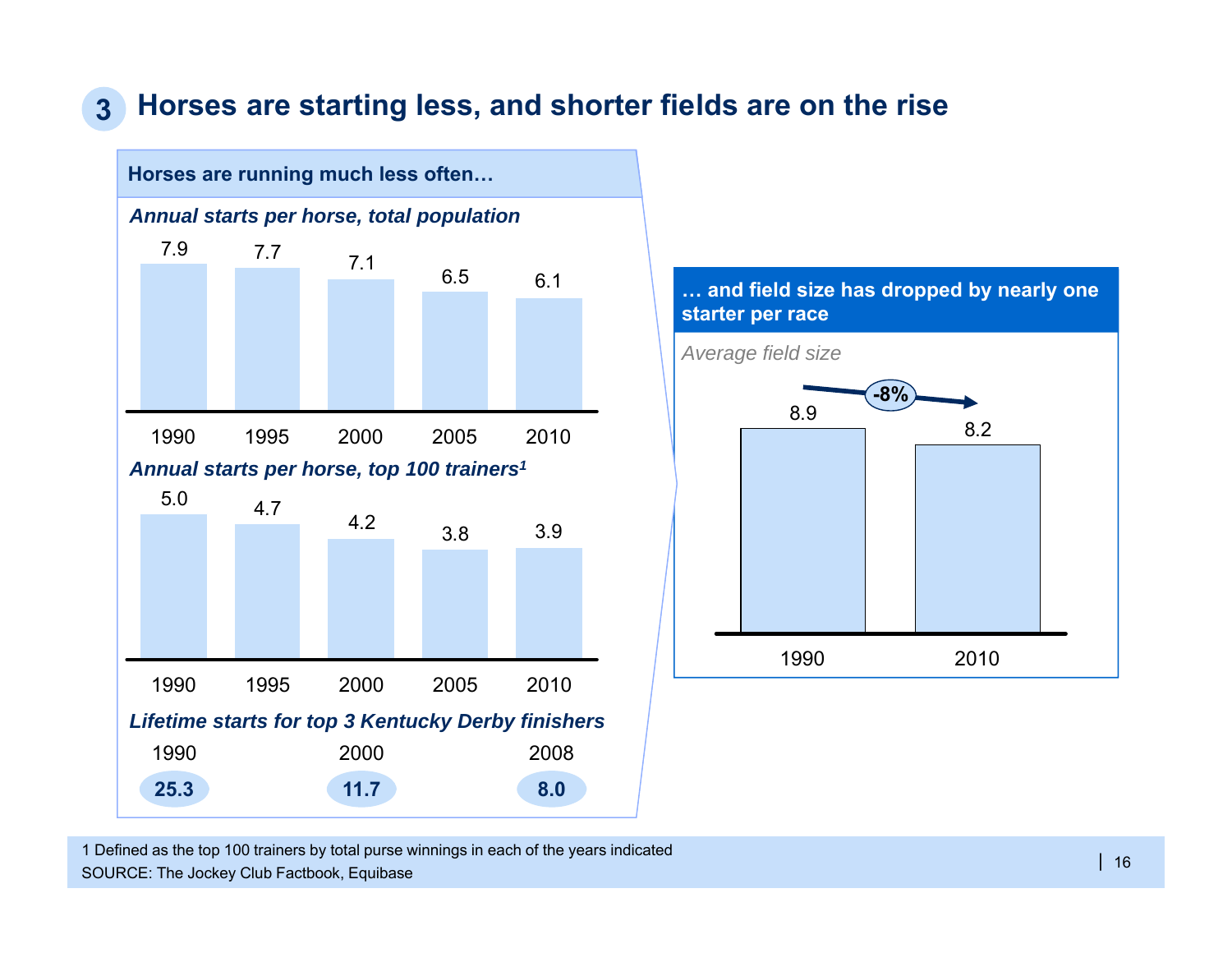# 3 Horses are starting less, and shorter fields are on the rise

## Horses are running much less often…

*Annual starts per horse, total population*

| 1990 | 1995 | 2000 | 2005 | 2010 |
|---|---|---|---|---|
| 7.9 | 7.7 | 7.1 | 6.5 | 6.1 |

*Annual starts per horse, top 100 trainers[1]*

| 1990 | 1995 | 2000 | 2005 | 2010 |
|---|---|---|---|---|
| 5.0 | 4.7 | 4.2 | 3.8 | 3.9 |

*Lifetime starts for top 3 Kentucky Derby finishers*

| 1990 | 2000 | 2008 |
|---|---|---|
| **25.3** | **11.7** | **8.0** |

## … and field size has dropped by nearly one starter per race

*Average field size*

| 1990 | 2010 |
|---|---|
| 8.9 | 8.2 |

-8%

1 Defined as the top 100 trainers by total purse winnings in each of the years indicated

SOURCE: The Jockey Club Factbook, Equibase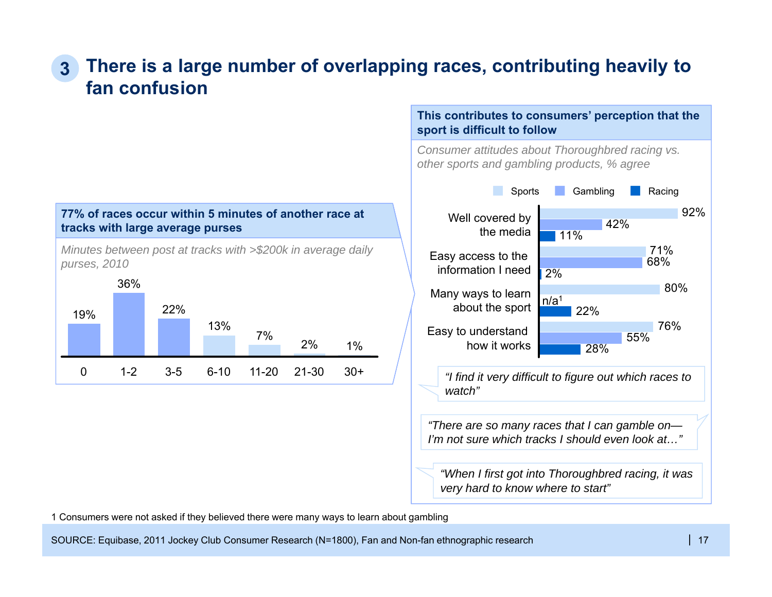# 3 There is a large number of overlapping races, contributing heavily to fan confusion

**77% of races occur within 5 minutes of another race at tracks with large average purses**

*Minutes between post at tracks with >$200k in average daily purses, 2010*

| 0 | 1-2 | 3-5 | 6-10 | 11-20 | 21-30 | 30+ |
|---|---|---|---|---|---|---|
| 19% | 36% | 22% | 13% | 7% | 2% | 1% |

**This contributes to consumers' perception that the sport is difficult to follow**

*Consumer attitudes about Thoroughbred racing vs. other sports and gambling products, % agree*

| | Sports | Gambling | Racing |
|---|---|---|---|
| Well covered by the media | 92% | 42% | 11% |
| Easy access to the information I need | 71% | 68% | 2% |
| Many ways to learn about the sport | 80% | n/a[1] | 22% |
| Easy to understand how it works | 76% | 55% | 28% |

*"I find it very difficult to figure out which races to watch"*

*"There are so many races that I can gamble on—I'm not sure which tracks I should even look at…"*

*"When I first got into Thoroughbred racing, it was very hard to know where to start"*

1 Consumers were not asked if they believed there were many ways to learn about gambling

SOURCE: Equibase, 2011 Jockey Club Consumer Research (N=1800), Fan and Non-fan ethnographic research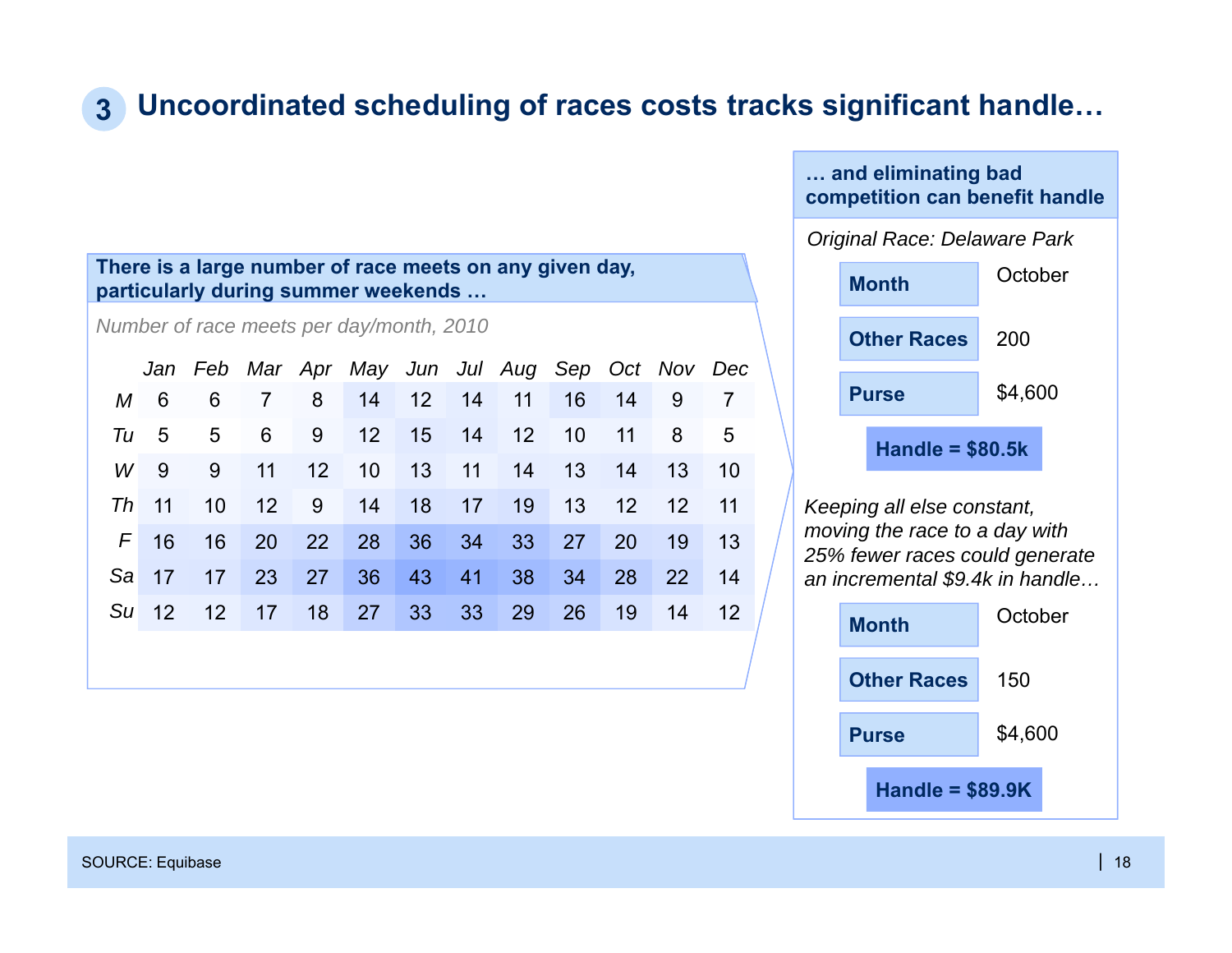# 3 Uncoordinated scheduling of races costs tracks significant handle…

**There is a large number of race meets on any given day, particularly during summer weekends …**

*Number of race meets per day/month, 2010*

| | *Jan* | *Feb* | *Mar* | *Apr* | *May* | *Jun* | *Jul* | *Aug* | *Sep* | *Oct* | *Nov* | *Dec* |
|---|---|---|---|---|---|---|---|---|---|---|---|---|
| *M* | 6 | 6 | 7 | 8 | 14 | 12 | 14 | 11 | 16 | 14 | 9 | 7 |
| *Tu* | 5 | 5 | 6 | 9 | 12 | 15 | 14 | 12 | 10 | 11 | 8 | 5 |
| *W* | 9 | 9 | 11 | 12 | 10 | 13 | 11 | 14 | 13 | 14 | 13 | 10 |
| *Th* | 11 | 10 | 12 | 9 | 14 | 18 | 17 | 19 | 13 | 12 | 12 | 11 |
| *F* | 16 | 16 | 20 | 22 | 28 | 36 | 34 | 33 | 27 | 20 | 19 | 13 |
| *Sa* | 17 | 17 | 23 | 27 | 36 | 43 | 41 | 38 | 34 | 28 | 22 | 14 |
| *Su* | 12 | 12 | 17 | 18 | 27 | 33 | 33 | 29 | 26 | 19 | 14 | 12 |

**… and eliminating bad competition can benefit handle**

*Original Race: Delaware Park*

| | |
|---|---|
| **Month** | October |
| **Other Races** | 200 |
| **Purse** | $4,600 |

**Handle = $80.5k**

*Keeping all else constant, moving the race to a day with 25% fewer races could generate an incremental $9.4k in handle…*

| | |
|---|---|
| **Month** | October |
| **Other Races** | 150 |
| **Purse** | $4,600 |

**Handle = $89.9K**

SOURCE: Equibase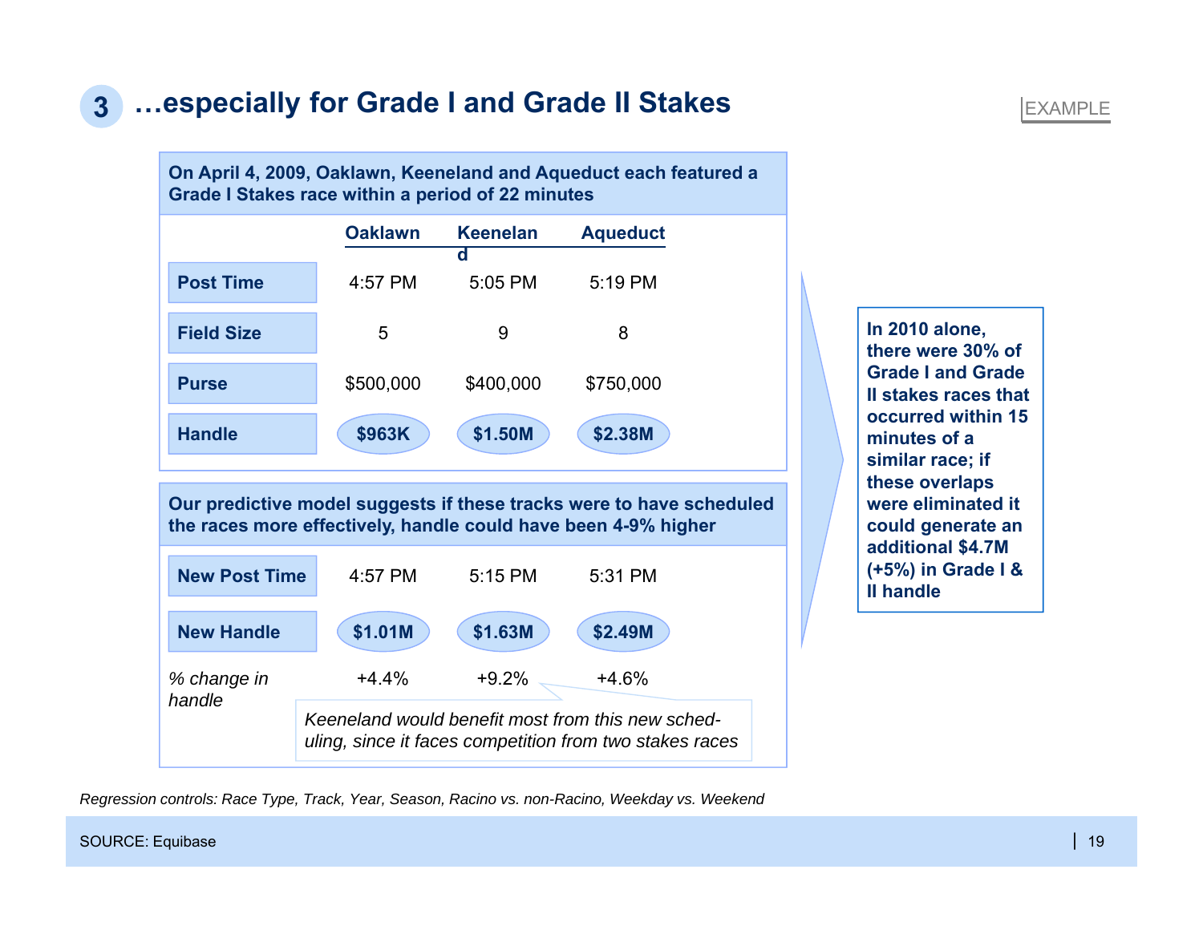# 3 …especially for Grade I and Grade II Stakes

EXAMPLE

**On April 4, 2009, Oaklawn, Keeneland and Aqueduct each featured a Grade I Stakes race within a period of 22 minutes**

| | Oaklawn | Keeneland | Aqueduct |
|---|---|---|---|
| **Post Time** | 4:57 PM | 5:05 PM | 5:19 PM |
| **Field Size** | 5 | 9 | 8 |
| **Purse** | $500,000 | $400,000 | $750,000 |
| **Handle** | **$963K** | **$1.50M** | **$2.38M** |

**Our predictive model suggests if these tracks were to have scheduled the races more effectively, handle could have been 4-9% higher**

| | Oaklawn | Keeneland | Aqueduct |
|---|---|---|---|
| **New Post Time** | 4:57 PM | 5:15 PM | 5:31 PM |
| **New Handle** | **$1.01M** | **$1.63M** | **$2.49M** |
| *% change in handle* | +4.4% | +9.2% | +4.6% |

*Keeneland would benefit most from this new sched-uling, since it faces competition from two stakes races*

**In 2010 alone, there were 30% of Grade I and Grade II stakes races that occurred within 15 minutes of a similar race; if these overlaps were eliminated it could generate an additional $4.7M (+5%) in Grade I & II handle**

*Regression controls: Race Type, Track, Year, Season, Racino vs. non-Racino, Weekday vs. Weekend*

SOURCE: Equibase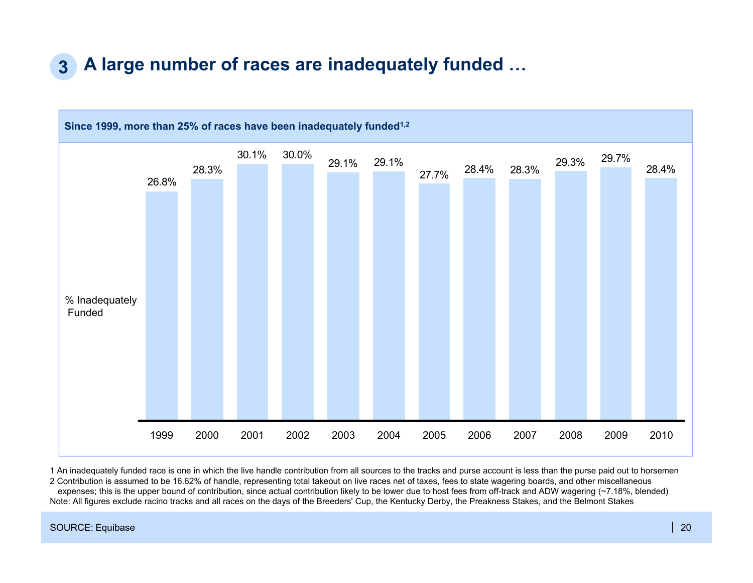# 3 A large number of races are inadequately funded …

**Since 1999, more than 25% of races have been inadequately funded[1,2]**

% Inadequately Funded

| Year | % Inadequately Funded |
|---|---|
| 1999 | 26.8% |
| 2000 | 28.3% |
| 2001 | 30.1% |
| 2002 | 30.0% |
| 2003 | 29.1% |
| 2004 | 29.1% |
| 2005 | 27.7% |
| 2006 | 28.4% |
| 2007 | 28.3% |
| 2008 | 29.3% |
| 2009 | 29.7% |
| 2010 | 28.4% |

1 An inadequately funded race is one in which the live handle contribution from all sources to the tracks and purse account is less than the purse paid out to horsemen
2 Contribution is assumed to be 16.62% of handle, representing total takeout on live races net of taxes, fees to state wagering boards, and other miscellaneous expenses; this is the upper bound of contribution, since actual contribution likely to be lower due to host fees from off-track and ADW wagering (~7.18%, blended)
Note: All figures exclude racino tracks and all races on the days of the Breeders' Cup, the Kentucky Derby, the Preakness Stakes, and the Belmont Stakes

SOURCE: Equibase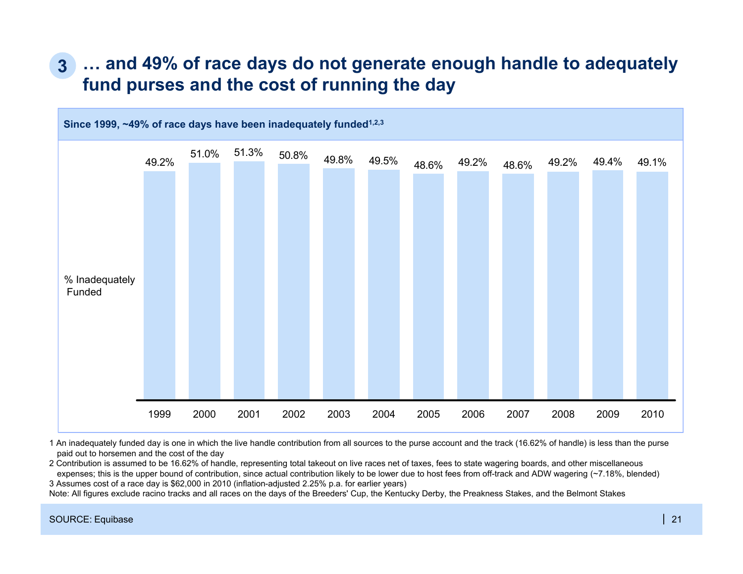# 3 … and 49% of race days do not generate enough handle to adequately fund purses and the cost of running the day

**Since 1999, ~49% of race days have been inadequately funded[1,2,3]**

% Inadequately Funded

| Year | % Inadequately Funded |
|---|---|
| 1999 | 49.2% |
| 2000 | 51.0% |
| 2001 | 51.3% |
| 2002 | 50.8% |
| 2003 | 49.8% |
| 2004 | 49.5% |
| 2005 | 48.6% |
| 2006 | 49.2% |
| 2007 | 48.6% |
| 2008 | 49.2% |
| 2009 | 49.4% |
| 2010 | 49.1% |

1 An inadequately funded day is one in which the live handle contribution from all sources to the purse account and the track (16.62% of handle) is less than the purse paid out to horsemen and the cost of the day

2 Contribution is assumed to be 16.62% of handle, representing total takeout on live races net of taxes, fees to state wagering boards, and other miscellaneous expenses; this is the upper bound of contribution, since actual contribution likely to be lower due to host fees from off-track and ADW wagering (~7.18%, blended)

3 Assumes cost of a race day is $62,000 in 2010 (inflation-adjusted 2.25% p.a. for earlier years)

Note: All figures exclude racino tracks and all races on the days of the Breeders' Cup, the Kentucky Derby, the Preakness Stakes, and the Belmont Stakes

SOURCE: Equibase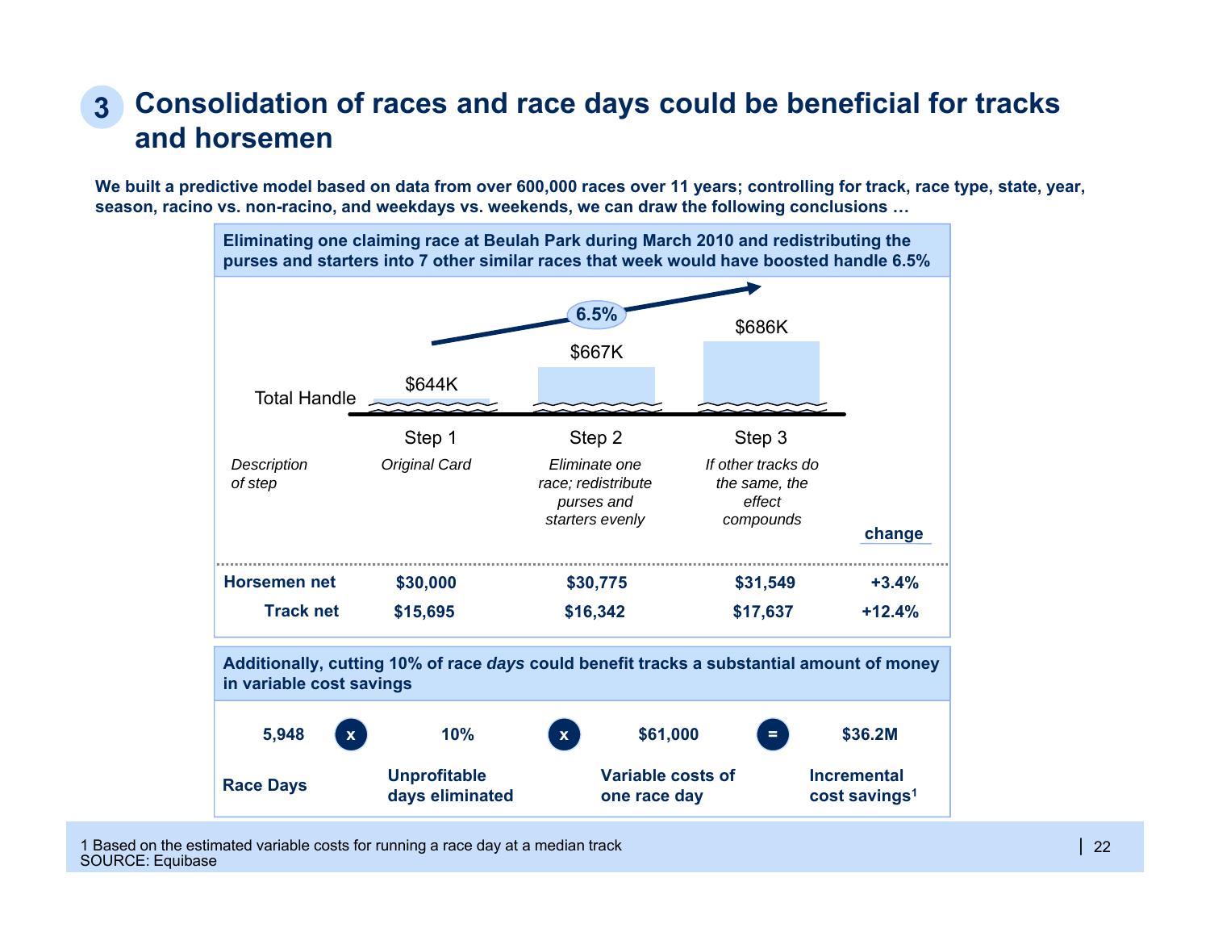# 3 Consolidation of races and race days could be beneficial for tracks and horsemen

**We built a predictive model based on data from over 600,000 races over 11 years; controlling for track, race type, state, year, season, racino vs. non-racino, and weekdays vs. weekends, we can draw the following conclusions …**

**Eliminating one claiming race at Beulah Park during March 2010 and redistributing the purses and starters into 7 other similar races that week would have boosted handle 6.5%**

Total Handle: 6.5%

| | Step 1 | Step 2 | Step 3 | change |
|---|---|---|---|---|
| Total Handle | $644K | $667K | $686K | |
| *Description of step* | *Original Card* | *Eliminate one race; redistribute purses and starters evenly* | *If other tracks do the same, the effect compounds* | |
| **Horsemen net** | **$30,000** | **$30,775** | **$31,549** | **+3.4%** |
| **Track net** | **$15,695** | **$16,342** | **$17,637** | **+12.4%** |

**Additionally, cutting 10% of race *days* could benefit tracks a substantial amount of money in variable cost savings**

| Race Days | | Unprofitable days eliminated | | Variable costs of one race day | | Incremental cost savings[1] |
|---|---|---|---|---|---|---|
| **5,948** | x | **10%** | x | **$61,000** | = | **$36.2M** |

1 Based on the estimated variable costs for running a race day at a median track
SOURCE: Equibase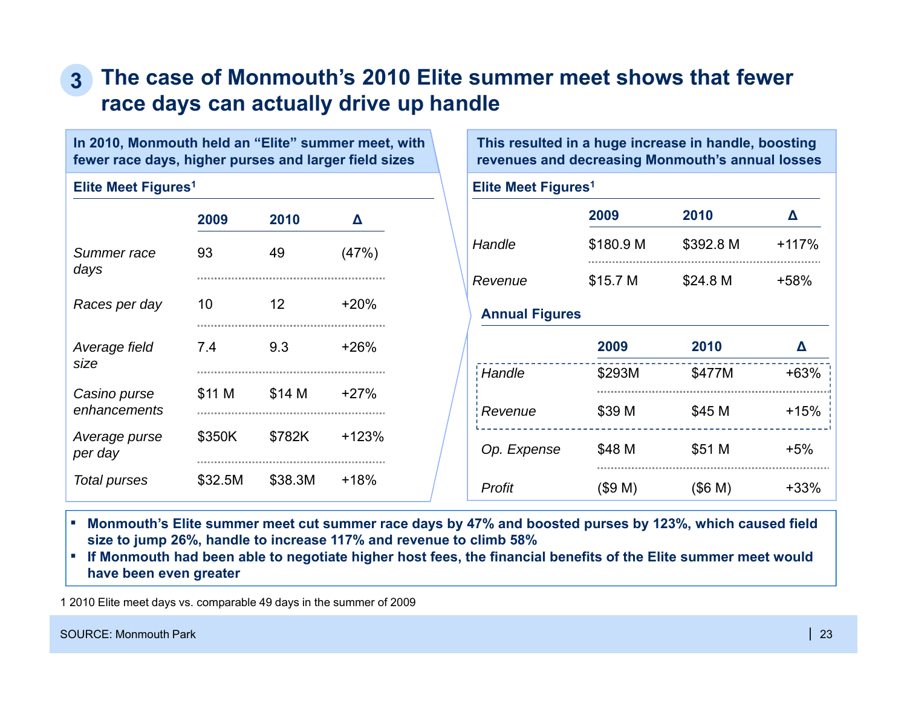# 3 The case of Monmouth's 2010 Elite summer meet shows that fewer race days can actually drive up handle

**In 2010, Monmouth held an "Elite" summer meet, with fewer race days, higher purses and larger field sizes**

**Elite Meet Figures[1]**

| | 2009 | 2010 | Δ |
|---|---|---|---|
| *Summer race days* | 93 | 49 | (47%) |
| *Races per day* | 10 | 12 | +20% |
| *Average field size* | 7.4 | 9.3 | +26% |
| *Casino purse enhancements* | $11 M | $14 M | +27% |
| *Average purse per day* | $350K | $782K | +123% |
| *Total purses* | $32.5M | $38.3M | +18% |

**This resulted in a huge increase in handle, boosting revenues and decreasing Monmouth's annual losses**

**Elite Meet Figures[1]**

| | 2009 | 2010 | Δ |
|---|---|---|---|
| *Handle* | $180.9 M | $392.8 M | +117% |
| *Revenue* | $15.7 M | $24.8 M | +58% |

**Annual Figures**

| | 2009 | 2010 | Δ |
|---|---|---|---|
| *Handle* | $293M | $477M | +63% |
| *Revenue* | $39 M | $45 M | +15% |
| *Op. Expense* | $48 M | $51 M | +5% |
| *Profit* | ($9 M) | ($6 M) | +33% |

- **Monmouth's Elite summer meet cut summer race days by 47% and boosted purses by 123%, which caused field size to jump 26%, handle to increase 117% and revenue to climb 58%**
- **If Monmouth had been able to negotiate higher host fees, the financial benefits of the Elite summer meet would have been even greater**

1 2010 Elite meet days vs. comparable 49 days in the summer of 2009

SOURCE: Monmouth Park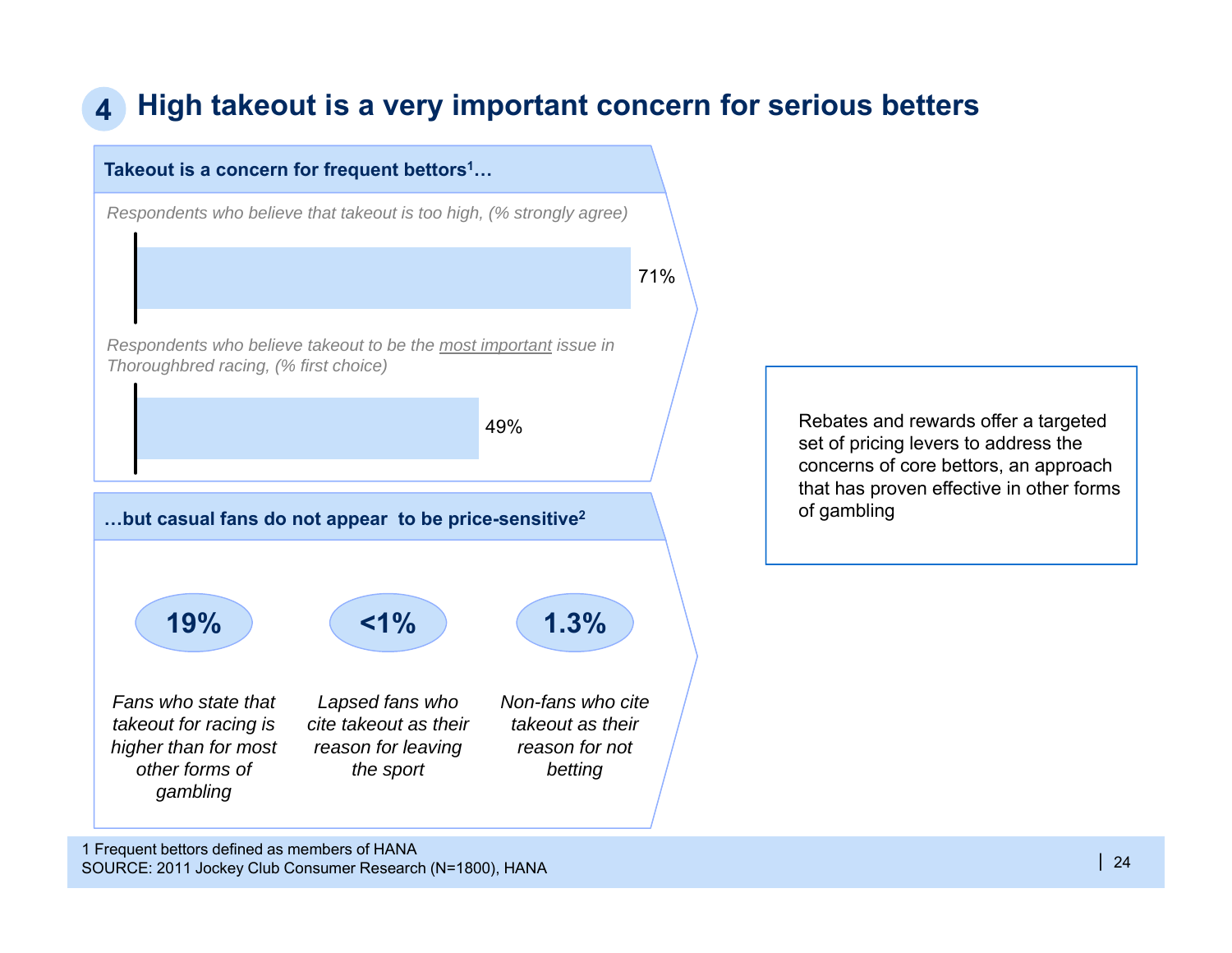# 4 High takeout is a very important concern for serious betters

## Takeout is a concern for frequent bettors[1]…

*Respondents who believe that takeout is too high, (% strongly agree)*

71%

*Respondents who believe takeout to be the most important issue in Thoroughbred racing, (% first choice)*

49%

## …but casual fans do not appear to be price-sensitive[2]

**19%**

*Fans who state that takeout for racing is higher than for most other forms of gambling*

**<1%**

*Lapsed fans who cite takeout as their reason for leaving the sport*

**1.3%**

*Non-fans who cite takeout as their reason for not betting*

Rebates and rewards offer a targeted set of pricing levers to address the concerns of core bettors, an approach that has proven effective in other forms of gambling

1 Frequent bettors defined as members of HANA

SOURCE: 2011 Jockey Club Consumer Research (N=1800), HANA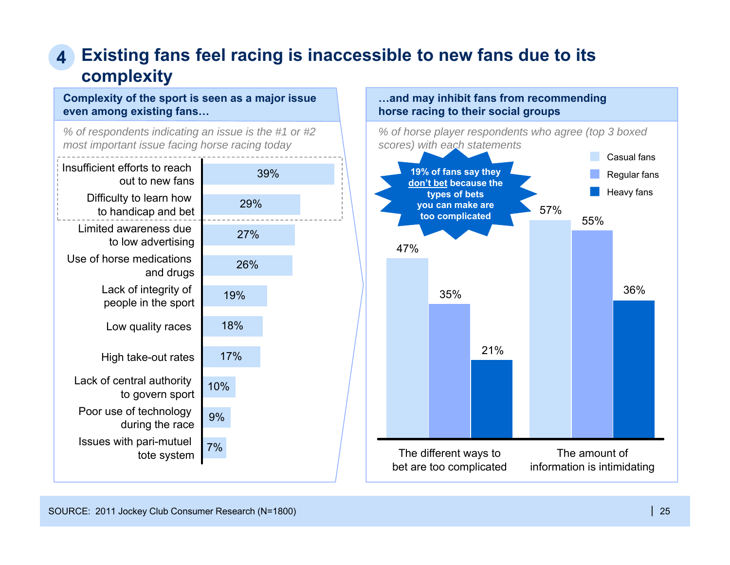# 4 Existing fans feel racing is inaccessible to new fans due to its complexity

## Complexity of the sport is seen as a major issue even among existing fans…

*% of respondents indicating an issue is the #1 or #2 most important issue facing horse racing today*

| Issue | % |
|---|---|
| Insufficient efforts to reach out to new fans | 39% |
| Difficulty to learn how to handicap and bet | 29% |
| Limited awareness due to low advertising | 27% |
| Use of horse medications and drugs | 26% |
| Lack of integrity of people in the sport | 19% |
| Low quality races | 18% |
| High take-out rates | 17% |
| Lack of central authority to govern sport | 10% |
| Poor use of technology during the race | 9% |
| Issues with pari-mutuel tote system | 7% |

## …and may inhibit fans from recommending horse racing to their social groups

*% of horse player respondents who agree (top 3 boxed scores) with each statements*

| Statement | Casual fans | Regular fans | Heavy fans |
|---|---|---|---|
| The different ways to bet are too complicated | 47% | 35% | 21% |
| The amount of information is intimidating | 57% | 55% | 36% |

**19% of fans say they don't bet because the types of bets you can make are too complicated**

SOURCE: 2011 Jockey Club Consumer Research (N=1800)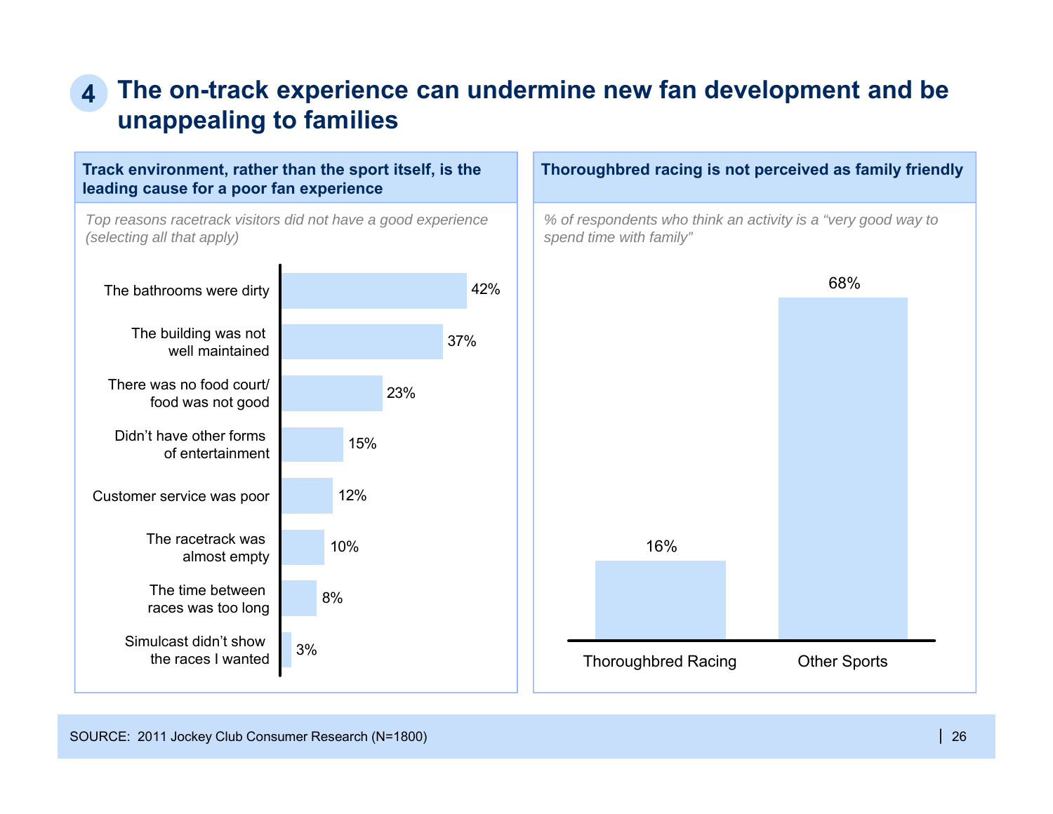# 4 The on-track experience can undermine new fan development and be unappealing to families

## Track environment, rather than the sport itself, is the leading cause for a poor fan experience

*Top reasons racetrack visitors did not have a good experience (selecting all that apply)*

| Reason | % |
|---|---|
| The bathrooms were dirty | 42% |
| The building was not well maintained | 37% |
| There was no food court/ food was not good | 23% |
| Didn't have other forms of entertainment | 15% |
| Customer service was poor | 12% |
| The racetrack was almost empty | 10% |
| The time between races was too long | 8% |
| Simulcast didn't show the races I wanted | 3% |

## Thoroughbred racing is not perceived as family friendly

*% of respondents who think an activity is a "very good way to spend time with family"*

| Activity | % |
|---|---|
| Thoroughbred Racing | 16% |
| Other Sports | 68% |

SOURCE: 2011 Jockey Club Consumer Research (N=1800)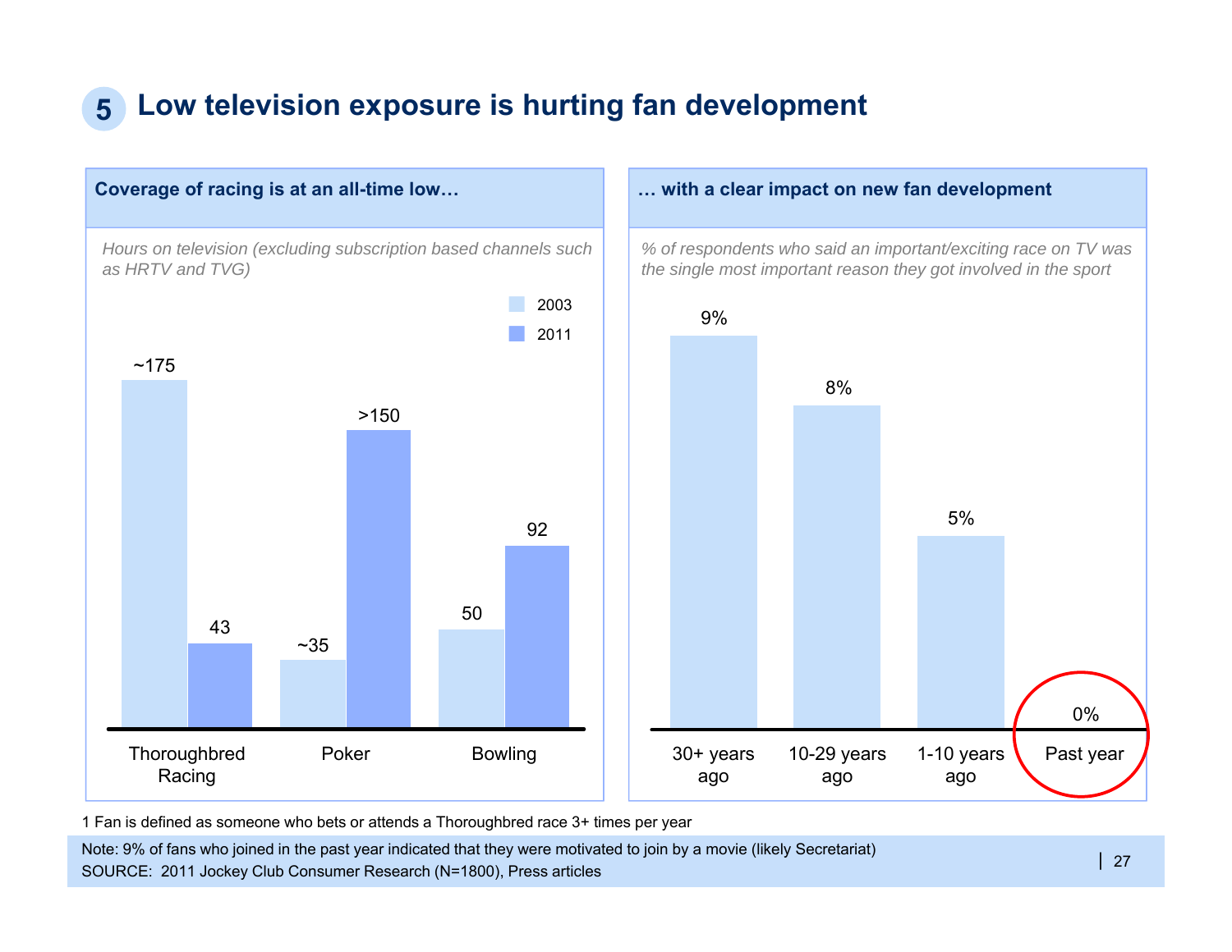# 5 Low television exposure is hurting fan development

## Coverage of racing is at an all-time low…

*Hours on television (excluding subscription based channels such as HRTV and TVG)*

| | 2003 | 2011 |
|---|---|---|
| Thoroughbred Racing | ~175 | 43 |
| Poker | ~35 | >150 |
| Bowling | 50 | 92 |

## … with a clear impact on new fan development

*% of respondents who said an important/exciting race on TV was the single most important reason they got involved in the sport*

| 30+ years ago | 10-29 years ago | 1-10 years ago | Past year |
|---|---|---|---|
| 9% | 8% | 5% | 0% |

1 Fan is defined as someone who bets or attends a Thoroughbred race 3+ times per year

Note: 9% of fans who joined in the past year indicated that they were motivated to join by a movie (likely Secretariat)

SOURCE: 2011 Jockey Club Consumer Research (N=1800), Press articles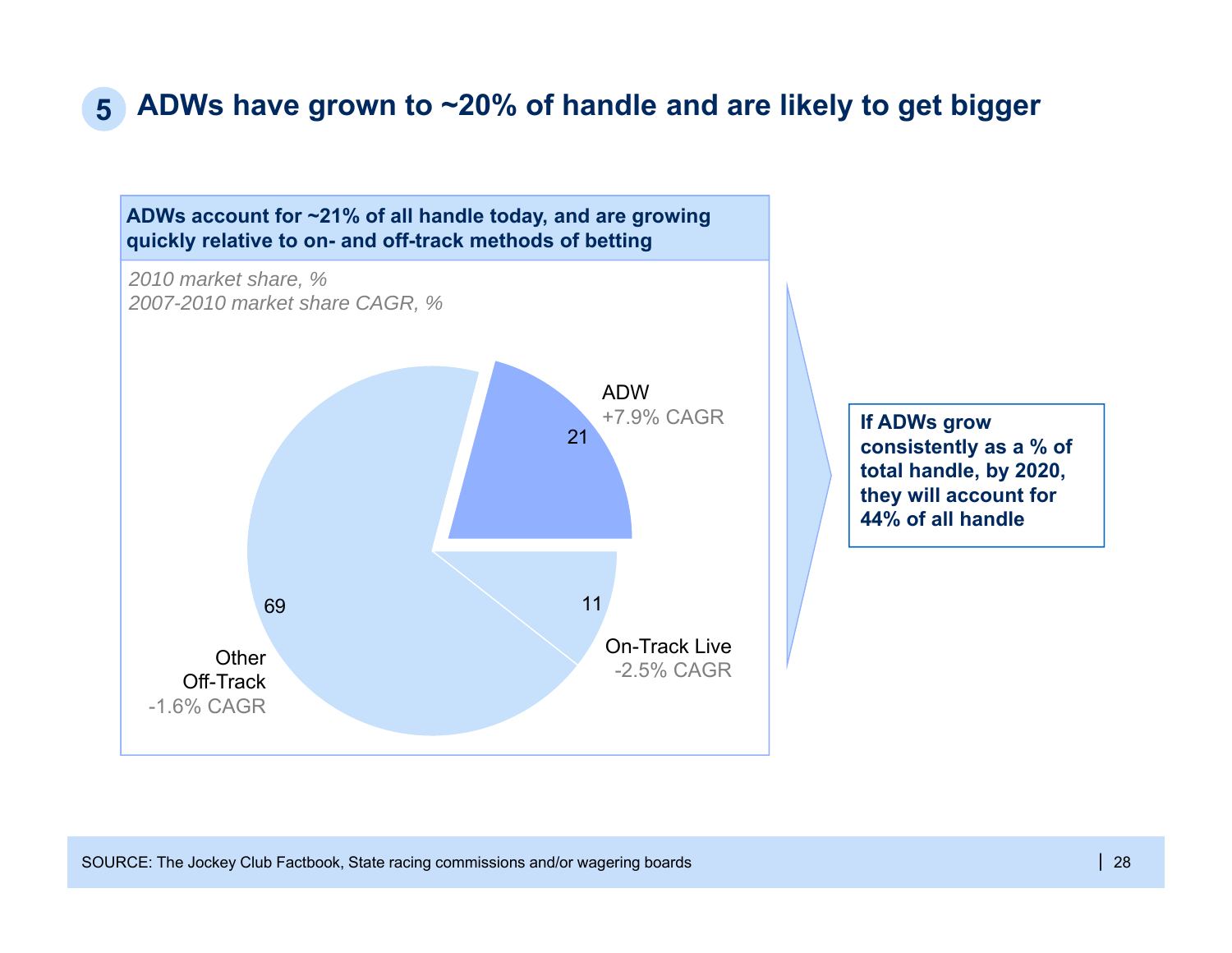# 5 ADWs have grown to ~20% of handle and are likely to get bigger

**ADWs account for ~21% of all handle today, and are growing quickly relative to on- and off-track methods of betting**

*2010 market share, %*
*2007-2010 market share CAGR, %*

| Segment | 2010 market share, % | 2007-2010 market share CAGR, % |
|---|---|---|
| ADW | 21 | +7.9% CAGR |
| On-Track Live | 11 | -2.5% CAGR |
| Other Off-Track | 69 | -1.6% CAGR |

**If ADWs grow consistently as a % of total handle, by 2020, they will account for 44% of all handle**

SOURCE: The Jockey Club Factbook, State racing commissions and/or wagering boards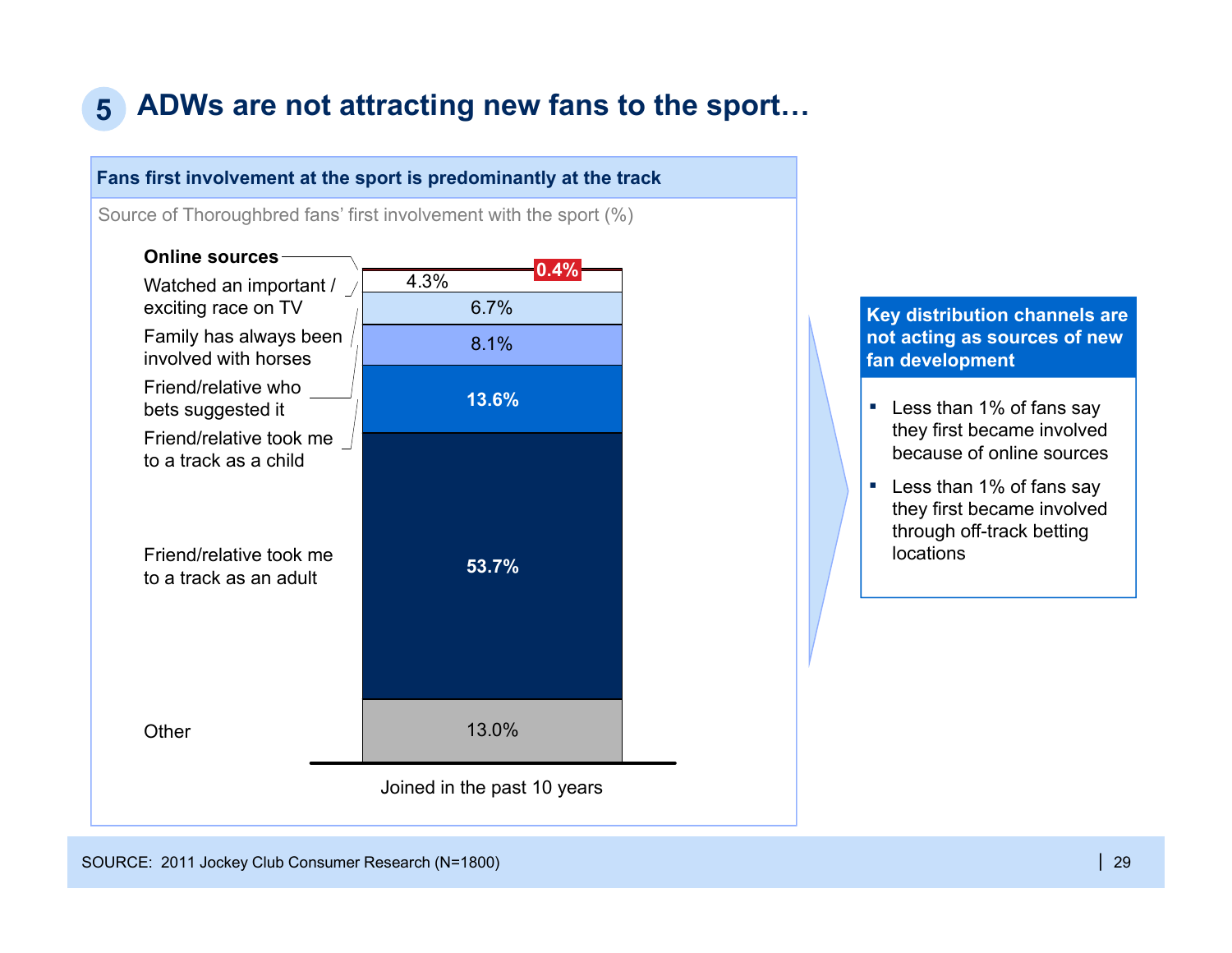# 5 ADWs are not attracting new fans to the sport…

**Fans first involvement at the sport is predominantly at the track**

Source of Thoroughbred fans' first involvement with the sport (%)

| Source | Joined in the past 10 years |
|---|---|
| **Online sources** | 0.4% |
| Watched an important / exciting race on TV | 4.3% |
| Family has always been involved with horses | 6.7% |
| Friend/relative who bets suggested it | 8.1% |
| Friend/relative took me to a track as a child | 13.6% |
| Friend/relative took me to a track as an adult | 53.7% |
| Other | 13.0% |

**Key distribution channels are not acting as sources of new fan development**

- Less than 1% of fans say they first became involved because of online sources
- Less than 1% of fans say they first became involved through off-track betting locations

SOURCE: 2011 Jockey Club Consumer Research (N=1800)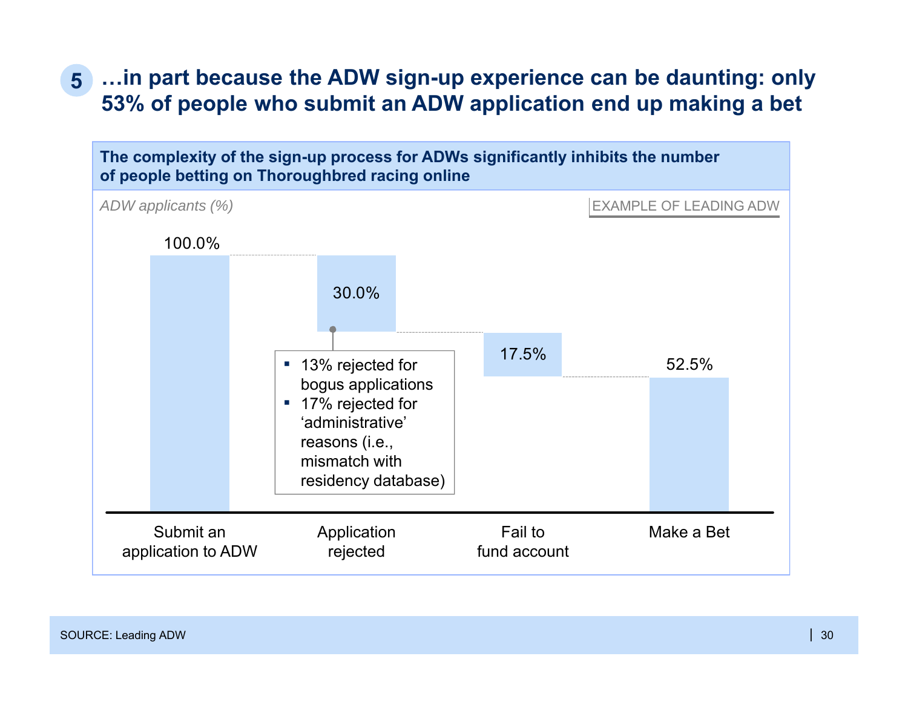# 5 …in part because the ADW sign-up experience can be daunting: only 53% of people who submit an ADW application end up making a bet

**The complexity of the sign-up process for ADWs significantly inhibits the number of people betting on Thoroughbred racing online**

*ADW applicants (%)*

EXAMPLE OF LEADING ADW

100.0%

30.0%

17.5%

52.5%

- 13% rejected for bogus applications
- 17% rejected for 'administrative' reasons (i.e., mismatch with residency database)

Submit an application to ADW

Application rejected

Fail to fund account

Make a Bet

SOURCE: Leading ADW